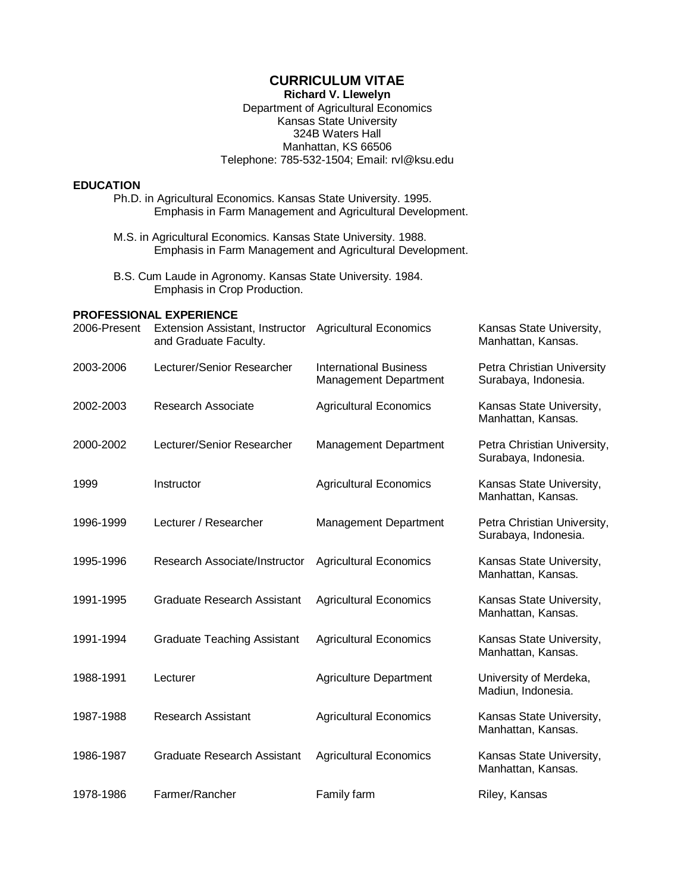# CURRICULUM VITAE

**Richard V. Llewelyn**

Department of Agricultural Economics
Kansas State University
324B Waters Hall
Manhattan, KS 66506
Telephone: 785-532-1504; Email: rvl@ksu.edu

## EDUCATION

Ph.D. in Agricultural Economics. Kansas State University. 1995.
Emphasis in Farm Management and Agricultural Development.

M.S. in Agricultural Economics. Kansas State University. 1988.
Emphasis in Farm Management and Agricultural Development.

B.S. Cum Laude in Agronomy. Kansas State University. 1984.
Emphasis in Crop Production.

## PROFESSIONAL EXPERIENCE

| | | | |
|---|---|---|---|
| 2006-Present | Extension Assistant, Instructor and Graduate Faculty. | Agricultural Economics | Kansas State University, Manhattan, Kansas. |
| 2003-2006 | Lecturer/Senior Researcher | International Business Management Department | Petra Christian University Surabaya, Indonesia. |
| 2002-2003 | Research Associate | Agricultural Economics | Kansas State University, Manhattan, Kansas. |
| 2000-2002 | Lecturer/Senior Researcher | Management Department | Petra Christian University, Surabaya, Indonesia. |
| 1999 | Instructor | Agricultural Economics | Kansas State University, Manhattan, Kansas. |
| 1996-1999 | Lecturer / Researcher | Management Department | Petra Christian University, Surabaya, Indonesia. |
| 1995-1996 | Research Associate/Instructor | Agricultural Economics | Kansas State University, Manhattan, Kansas. |
| 1991-1995 | Graduate Research Assistant | Agricultural Economics | Kansas State University, Manhattan, Kansas. |
| 1991-1994 | Graduate Teaching Assistant | Agricultural Economics | Kansas State University, Manhattan, Kansas. |
| 1988-1991 | Lecturer | Agriculture Department | University of Merdeka, Madiun, Indonesia. |
| 1987-1988 | Research Assistant | Agricultural Economics | Kansas State University, Manhattan, Kansas. |
| 1986-1987 | Graduate Research Assistant | Agricultural Economics | Kansas State University, Manhattan, Kansas. |
| 1978-1986 | Farmer/Rancher | Family farm | Riley, Kansas |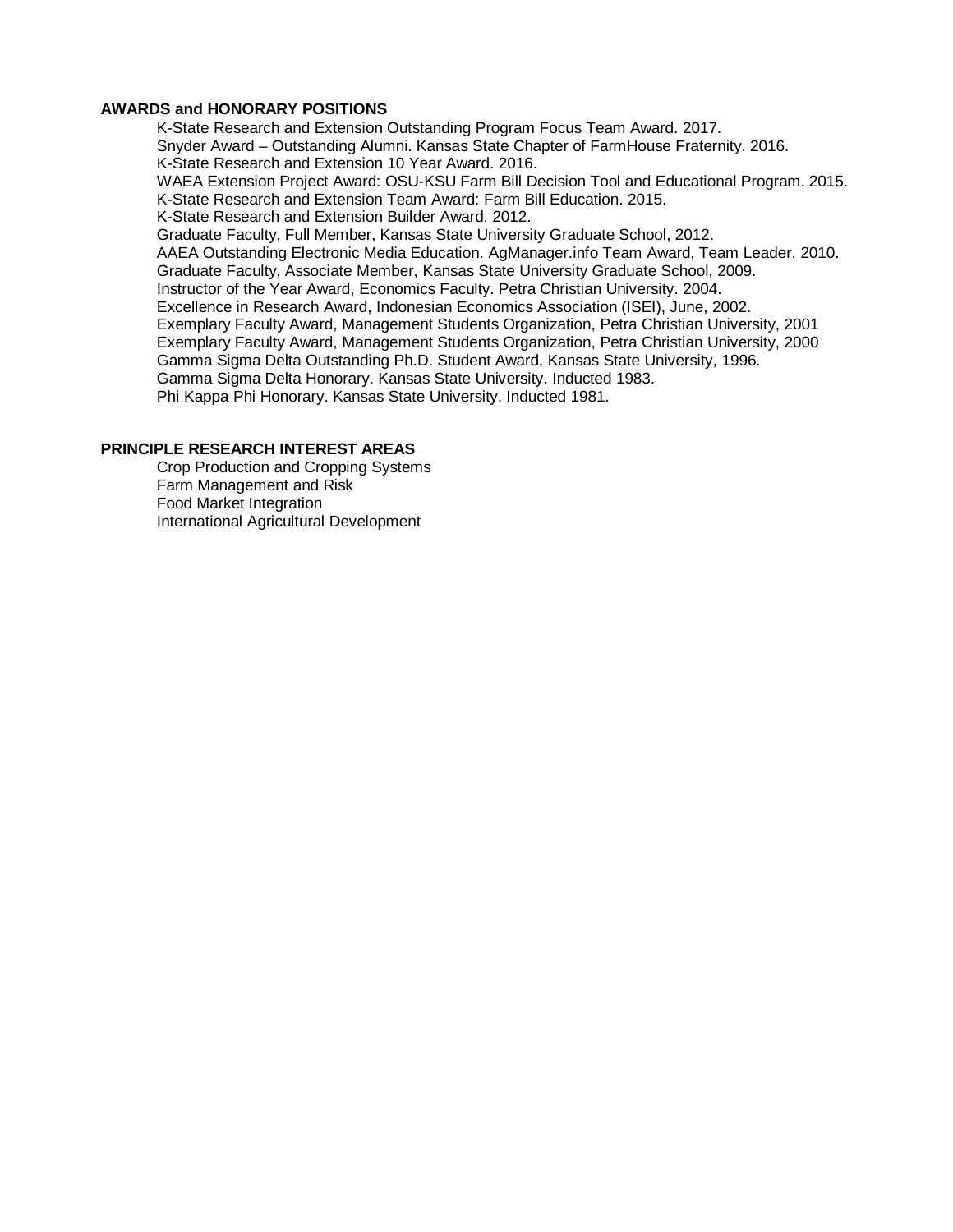## AWARDS and HONORARY POSITIONS

K-State Research and Extension Outstanding Program Focus Team Award. 2017.
Snyder Award – Outstanding Alumni. Kansas State Chapter of FarmHouse Fraternity. 2016.
K-State Research and Extension 10 Year Award. 2016.
WAEA Extension Project Award: OSU-KSU Farm Bill Decision Tool and Educational Program. 2015.
K-State Research and Extension Team Award: Farm Bill Education. 2015.
K-State Research and Extension Builder Award. 2012.
Graduate Faculty, Full Member, Kansas State University Graduate School, 2012.
AAEA Outstanding Electronic Media Education. AgManager.info Team Award, Team Leader. 2010.
Graduate Faculty, Associate Member, Kansas State University Graduate School, 2009.
Instructor of the Year Award, Economics Faculty. Petra Christian University. 2004.
Excellence in Research Award, Indonesian Economics Association (ISEI), June, 2002.
Exemplary Faculty Award, Management Students Organization, Petra Christian University, 2001
Exemplary Faculty Award, Management Students Organization, Petra Christian University, 2000
Gamma Sigma Delta Outstanding Ph.D. Student Award, Kansas State University, 1996.
Gamma Sigma Delta Honorary. Kansas State University. Inducted 1983.
Phi Kappa Phi Honorary. Kansas State University. Inducted 1981.

## PRINCIPLE RESEARCH INTEREST AREAS

Crop Production and Cropping Systems
Farm Management and Risk
Food Market Integration
International Agricultural Development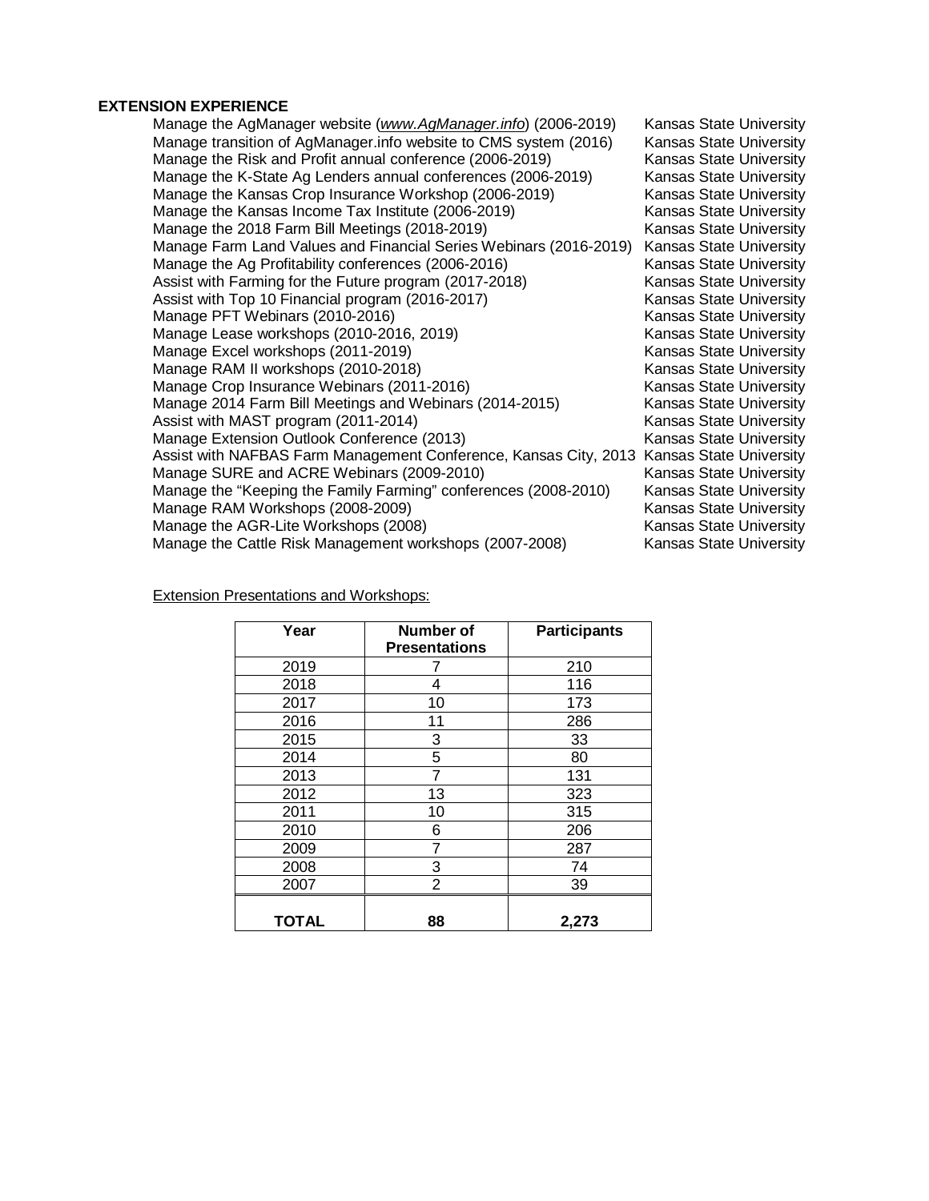## EXTENSION EXPERIENCE

| | |
|---|---|
| Manage the AgManager website (*www.AgManager.info*) (2006-2019) | Kansas State University |
| Manage transition of AgManager.info website to CMS system (2016) | Kansas State University |
| Manage the Risk and Profit annual conference (2006-2019) | Kansas State University |
| Manage the K-State Ag Lenders annual conferences (2006-2019) | Kansas State University |
| Manage the Kansas Crop Insurance Workshop (2006-2019) | Kansas State University |
| Manage the Kansas Income Tax Institute (2006-2019) | Kansas State University |
| Manage the 2018 Farm Bill Meetings (2018-2019) | Kansas State University |
| Manage Farm Land Values and Financial Series Webinars (2016-2019) | Kansas State University |
| Manage the Ag Profitability conferences (2006-2016) | Kansas State University |
| Assist with Farming for the Future program (2017-2018) | Kansas State University |
| Assist with Top 10 Financial program (2016-2017) | Kansas State University |
| Manage PFT Webinars (2010-2016) | Kansas State University |
| Manage Lease workshops (2010-2016, 2019) | Kansas State University |
| Manage Excel workshops (2011-2019) | Kansas State University |
| Manage RAM II workshops (2010-2018) | Kansas State University |
| Manage Crop Insurance Webinars (2011-2016) | Kansas State University |
| Manage 2014 Farm Bill Meetings and Webinars (2014-2015) | Kansas State University |
| Assist with MAST program (2011-2014) | Kansas State University |
| Manage Extension Outlook Conference (2013) | Kansas State University |
| Assist with NAFBAS Farm Management Conference, Kansas City, 2013 | Kansas State University |
| Manage SURE and ACRE Webinars (2009-2010) | Kansas State University |
| Manage the "Keeping the Family Farming" conferences (2008-2010) | Kansas State University |
| Manage RAM Workshops (2008-2009) | Kansas State University |
| Manage the AGR-Lite Workshops (2008) | Kansas State University |
| Manage the Cattle Risk Management workshops (2007-2008) | Kansas State University |

Extension Presentations and Workshops:

| Year | Number of Presentations | Participants |
|---|---|---|
| 2019 | 7 | 210 |
| 2018 | 4 | 116 |
| 2017 | 10 | 173 |
| 2016 | 11 | 286 |
| 2015 | 3 | 33 |
| 2014 | 5 | 80 |
| 2013 | 7 | 131 |
| 2012 | 13 | 323 |
| 2011 | 10 | 315 |
| 2010 | 6 | 206 |
| 2009 | 7 | 287 |
| 2008 | 3 | 74 |
| 2007 | 2 | 39 |
| **TOTAL** | **88** | **2,273** |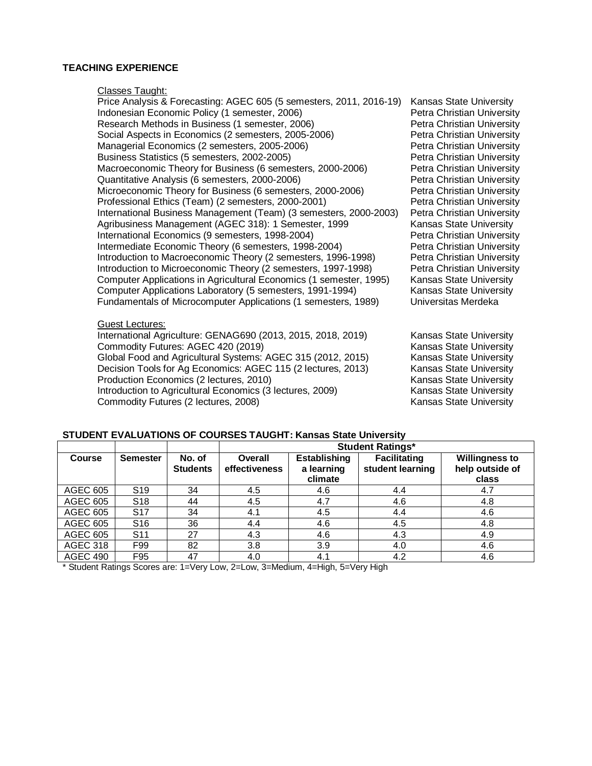## TEACHING EXPERIENCE

Classes Taught:

- Price Analysis & Forecasting: AGEC 605 (5 semesters, 2011, 2016-19) Kansas State University
- Indonesian Economic Policy (1 semester, 2006) Petra Christian University
- Research Methods in Business (1 semester, 2006) Petra Christian University
- Social Aspects in Economics (2 semesters, 2005-2006) Petra Christian University
- Managerial Economics (2 semesters, 2005-2006) Petra Christian University
- Business Statistics (5 semesters, 2002-2005) Petra Christian University
- Macroeconomic Theory for Business (6 semesters, 2000-2006) Petra Christian University
- Quantitative Analysis (6 semesters, 2000-2006) Petra Christian University
- Microeconomic Theory for Business (6 semesters, 2000-2006) Petra Christian University
- Professional Ethics (Team) (2 semesters, 2000-2001) Petra Christian University
- International Business Management (Team) (3 semesters, 2000-2003) Petra Christian University
- Agribusiness Management (AGEC 318): 1 Semester, 1999 Kansas State University
- International Economics (9 semesters, 1998-2004) Petra Christian University
- Intermediate Economic Theory (6 semesters, 1998-2004) Petra Christian University
- Introduction to Macroeconomic Theory (2 semesters, 1996-1998) Petra Christian University
- Introduction to Microeconomic Theory (2 semesters, 1997-1998) Petra Christian University
- Computer Applications in Agricultural Economics (1 semester, 1995) Kansas State University
- Computer Applications Laboratory (5 semesters, 1991-1994) Kansas State University
- Fundamentals of Microcomputer Applications (1 semesters, 1989) Universitas Merdeka

Guest Lectures:

- International Agriculture: GENAG690 (2013, 2015, 2018, 2019) Kansas State University
- Commodity Futures: AGEC 420 (2019) Kansas State University
- Global Food and Agricultural Systems: AGEC 315 (2012, 2015) Kansas State University
- Decision Tools for Ag Economics: AGEC 115 (2 lectures, 2013) Kansas State University
- Production Economics (2 lectures, 2010) Kansas State University
- Introduction to Agricultural Economics (3 lectures, 2009) Kansas State University
- Commodity Futures (2 lectures, 2008) Kansas State University

**STUDENT EVALUATIONS OF COURSES TAUGHT: Kansas State University**

| | | | **Student Ratings*** | | | |
|---|---|---|---|---|---|---|
| **Course** | **Semester** | **No. of Students** | **Overall effectiveness** | **Establishing a learning climate** | **Facilitating student learning** | **Willingness to help outside of class** |
| AGEC 605 | S19 | 34 | 4.5 | 4.6 | 4.4 | 4.7 |
| AGEC 605 | S18 | 44 | 4.5 | 4.7 | 4.6 | 4.8 |
| AGEC 605 | S17 | 34 | 4.1 | 4.5 | 4.4 | 4.6 |
| AGEC 605 | S16 | 36 | 4.4 | 4.6 | 4.5 | 4.8 |
| AGEC 605 | S11 | 27 | 4.3 | 4.6 | 4.3 | 4.9 |
| AGEC 318 | F99 | 82 | 3.8 | 3.9 | 4.0 | 4.6 |
| AGEC 490 | F95 | 47 | 4.0 | 4.1 | 4.2 | 4.6 |

* Student Ratings Scores are: 1=Very Low, 2=Low, 3=Medium, 4=High, 5=Very High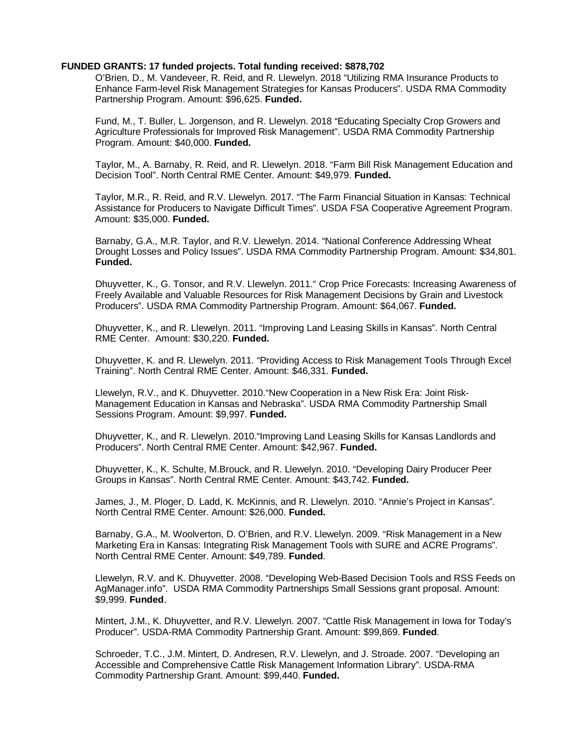**FUNDED GRANTS: 17 funded projects. Total funding received: $878,702**

O'Brien, D., M. Vandeveer, R. Reid, and R. Llewelyn. 2018 "Utilizing RMA Insurance Products to Enhance Farm-level Risk Management Strategies for Kansas Producers". USDA RMA Commodity Partnership Program. Amount: $96,625. **Funded.**

Fund, M., T. Buller, L. Jorgenson, and R. Llewelyn. 2018 "Educating Specialty Crop Growers and Agriculture Professionals for Improved Risk Management". USDA RMA Commodity Partnership Program. Amount: $40,000. **Funded.**

Taylor, M., A. Barnaby, R. Reid, and R. Llewelyn. 2018. "Farm Bill Risk Management Education and Decision Tool". North Central RME Center. Amount: $49,979. **Funded.**

Taylor, M.R., R. Reid, and R.V. Llewelyn. 2017. "The Farm Financial Situation in Kansas: Technical Assistance for Producers to Navigate Difficult Times". USDA FSA Cooperative Agreement Program. Amount: $35,000. **Funded.**

Barnaby, G.A., M.R. Taylor, and R.V. Llewelyn. 2014. "National Conference Addressing Wheat Drought Losses and Policy Issues". USDA RMA Commodity Partnership Program. Amount: $34,801. **Funded.**

Dhuyvetter, K., G. Tonsor, and R.V. Llewelyn. 2011." Crop Price Forecasts: Increasing Awareness of Freely Available and Valuable Resources for Risk Management Decisions by Grain and Livestock Producers". USDA RMA Commodity Partnership Program. Amount: $64,067. **Funded.**

Dhuyvetter, K., and R. Llewelyn. 2011. "Improving Land Leasing Skills in Kansas". North Central RME Center. Amount: $30,220. **Funded.**

Dhuyvetter, K. and R. Llewelyn. 2011. "Providing Access to Risk Management Tools Through Excel Training". North Central RME Center. Amount: $46,331. **Funded.**

Llewelyn, R.V., and K. Dhuyvetter. 2010."New Cooperation in a New Risk Era: Joint Risk-Management Education in Kansas and Nebraska". USDA RMA Commodity Partnership Small Sessions Program. Amount: $9,997. **Funded.**

Dhuyvetter, K., and R. Llewelyn. 2010."Improving Land Leasing Skills for Kansas Landlords and Producers". North Central RME Center. Amount: $42,967. **Funded.**

Dhuyvetter, K., K. Schulte, M.Brouck, and R. Llewelyn. 2010. "Developing Dairy Producer Peer Groups in Kansas". North Central RME Center. Amount: $43,742. **Funded.**

James, J., M. Ploger, D. Ladd, K. McKinnis, and R. Llewelyn. 2010. "Annie's Project in Kansas". North Central RME Center. Amount: $26,000. **Funded.**

Barnaby, G.A., M. Woolverton, D. O'Brien, and R.V. Llewelyn. 2009. "Risk Management in a New Marketing Era in Kansas: Integrating Risk Management Tools with SURE and ACRE Programs". North Central RME Center. Amount: $49,789. **Funded**.

Llewelyn, R.V. and K. Dhuyvetter. 2008. "Developing Web-Based Decision Tools and RSS Feeds on AgManager.info". USDA RMA Commodity Partnerships Small Sessions grant proposal. Amount: $9,999. **Funded**.

Mintert, J.M., K. Dhuyvetter, and R.V. Llewelyn. 2007. "Cattle Risk Management in Iowa for Today's Producer". USDA-RMA Commodity Partnership Grant. Amount: $99,869. **Funded**.

Schroeder, T.C., J.M. Mintert, D. Andresen, R.V. Llewelyn, and J. Stroade. 2007. "Developing an Accessible and Comprehensive Cattle Risk Management Information Library". USDA-RMA Commodity Partnership Grant. Amount: $99,440. **Funded.**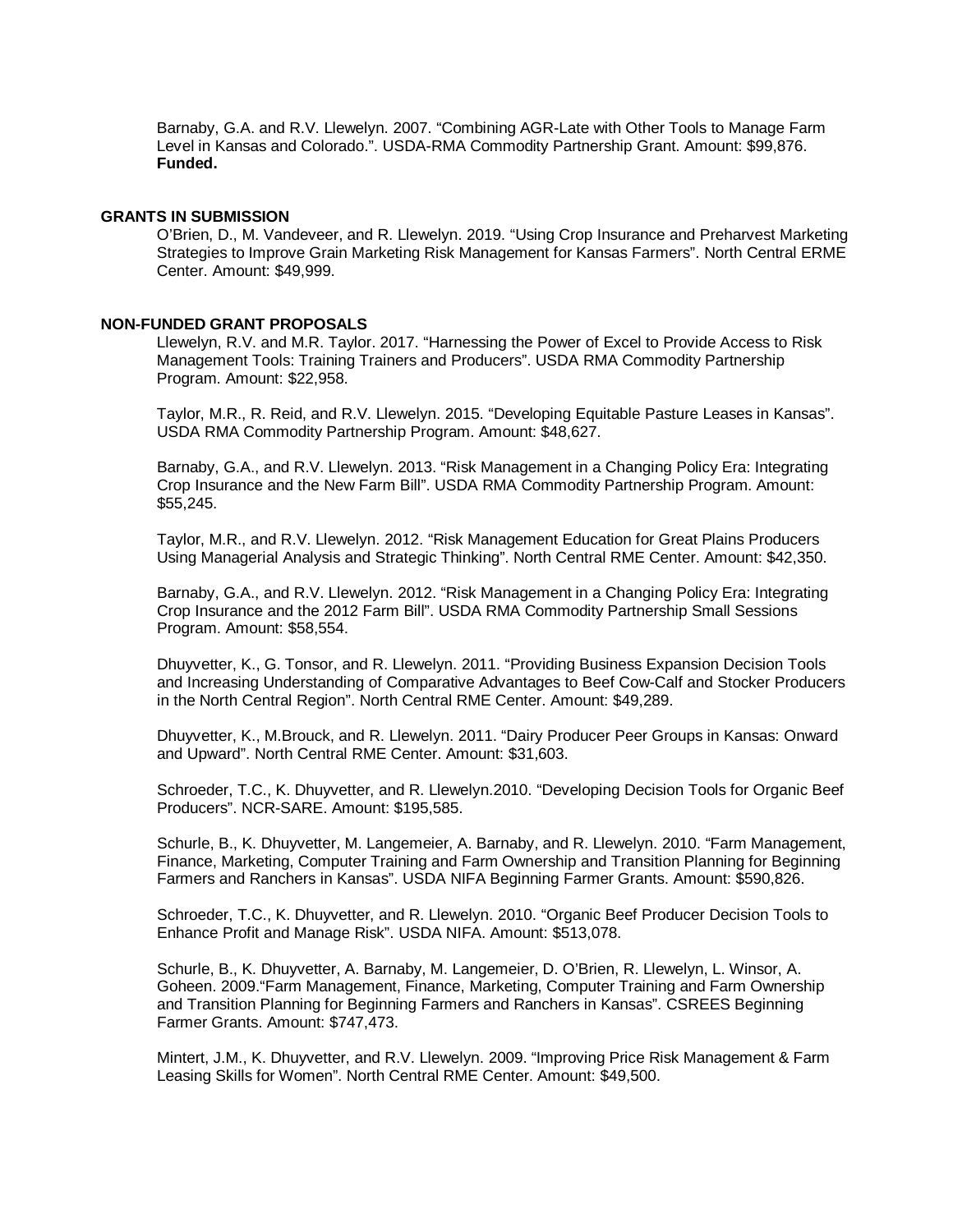Barnaby, G.A. and R.V. Llewelyn. 2007. "Combining AGR-Late with Other Tools to Manage Farm Level in Kansas and Colorado.". USDA-RMA Commodity Partnership Grant. Amount: $99,876. **Funded.**

**GRANTS IN SUBMISSION**

O'Brien, D., M. Vandeveer, and R. Llewelyn. 2019. "Using Crop Insurance and Preharvest Marketing Strategies to Improve Grain Marketing Risk Management for Kansas Farmers". North Central ERME Center. Amount: $49,999.

**NON-FUNDED GRANT PROPOSALS**

Llewelyn, R.V. and M.R. Taylor. 2017. "Harnessing the Power of Excel to Provide Access to Risk Management Tools: Training Trainers and Producers". USDA RMA Commodity Partnership Program. Amount: $22,958.

Taylor, M.R., R. Reid, and R.V. Llewelyn. 2015. "Developing Equitable Pasture Leases in Kansas". USDA RMA Commodity Partnership Program. Amount: $48,627.

Barnaby, G.A., and R.V. Llewelyn. 2013. "Risk Management in a Changing Policy Era: Integrating Crop Insurance and the New Farm Bill". USDA RMA Commodity Partnership Program. Amount: $55,245.

Taylor, M.R., and R.V. Llewelyn. 2012. "Risk Management Education for Great Plains Producers Using Managerial Analysis and Strategic Thinking". North Central RME Center. Amount: $42,350.

Barnaby, G.A., and R.V. Llewelyn. 2012. "Risk Management in a Changing Policy Era: Integrating Crop Insurance and the 2012 Farm Bill". USDA RMA Commodity Partnership Small Sessions Program. Amount: $58,554.

Dhuyvetter, K., G. Tonsor, and R. Llewelyn. 2011. "Providing Business Expansion Decision Tools and Increasing Understanding of Comparative Advantages to Beef Cow-Calf and Stocker Producers in the North Central Region". North Central RME Center. Amount: $49,289.

Dhuyvetter, K., M.Brouck, and R. Llewelyn. 2011. "Dairy Producer Peer Groups in Kansas: Onward and Upward". North Central RME Center. Amount: $31,603.

Schroeder, T.C., K. Dhuyvetter, and R. Llewelyn.2010. "Developing Decision Tools for Organic Beef Producers". NCR-SARE. Amount: $195,585.

Schurle, B., K. Dhuyvetter, M. Langemeier, A. Barnaby, and R. Llewelyn. 2010. "Farm Management, Finance, Marketing, Computer Training and Farm Ownership and Transition Planning for Beginning Farmers and Ranchers in Kansas". USDA NIFA Beginning Farmer Grants. Amount: $590,826.

Schroeder, T.C., K. Dhuyvetter, and R. Llewelyn. 2010. "Organic Beef Producer Decision Tools to Enhance Profit and Manage Risk". USDA NIFA. Amount: $513,078.

Schurle, B., K. Dhuyvetter, A. Barnaby, M. Langemeier, D. O'Brien, R. Llewelyn, L. Winsor, A. Goheen. 2009."Farm Management, Finance, Marketing, Computer Training and Farm Ownership and Transition Planning for Beginning Farmers and Ranchers in Kansas". CSREES Beginning Farmer Grants. Amount: $747,473.

Mintert, J.M., K. Dhuyvetter, and R.V. Llewelyn. 2009. "Improving Price Risk Management & Farm Leasing Skills for Women". North Central RME Center. Amount: $49,500.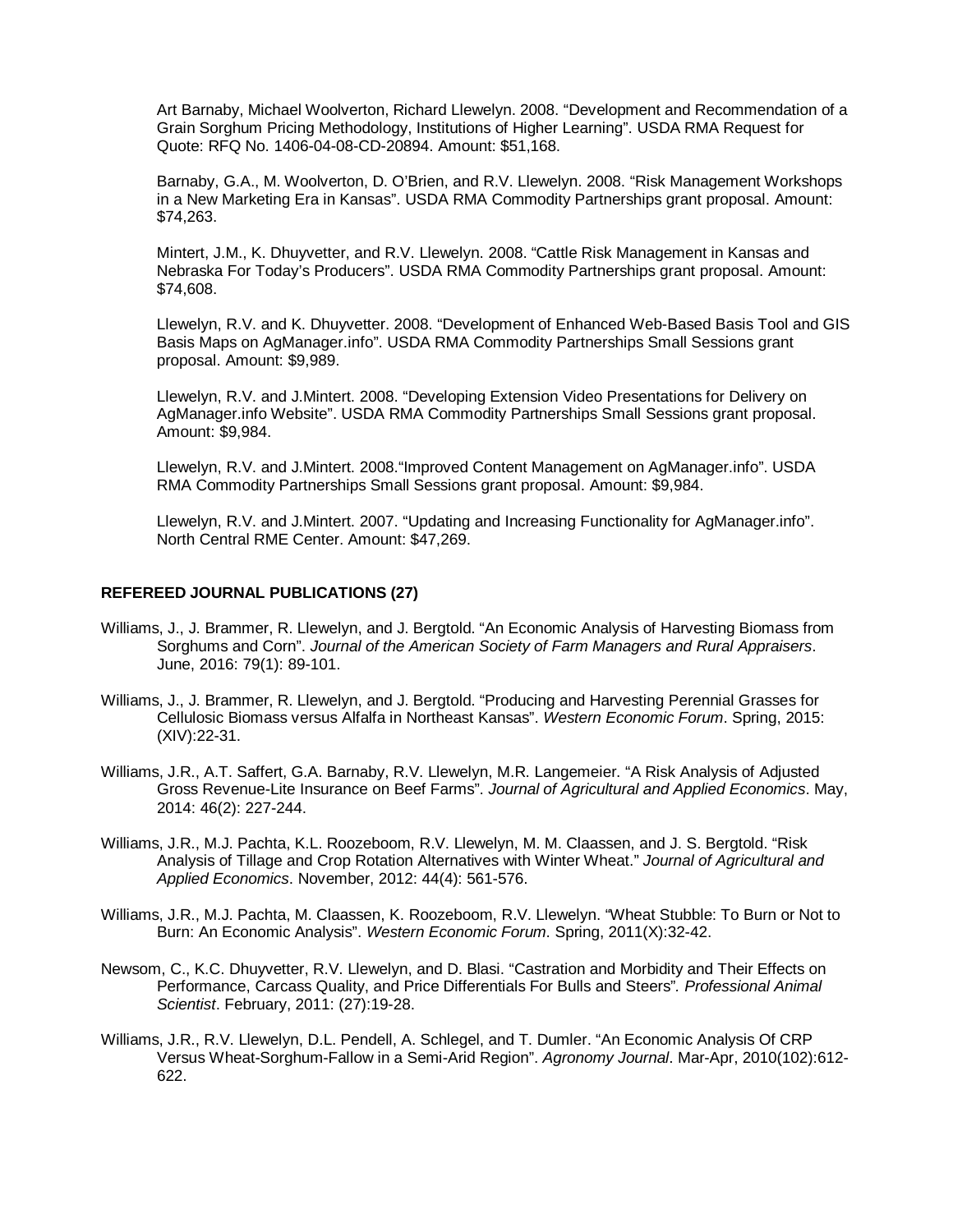Art Barnaby, Michael Woolverton, Richard Llewelyn. 2008. "Development and Recommendation of a Grain Sorghum Pricing Methodology, Institutions of Higher Learning". USDA RMA Request for Quote: RFQ No. 1406-04-08-CD-20894. Amount: $51,168.

Barnaby, G.A., M. Woolverton, D. O'Brien, and R.V. Llewelyn. 2008. "Risk Management Workshops in a New Marketing Era in Kansas". USDA RMA Commodity Partnerships grant proposal. Amount: $74,263.

Mintert, J.M., K. Dhuyvetter, and R.V. Llewelyn. 2008. "Cattle Risk Management in Kansas and Nebraska For Today's Producers". USDA RMA Commodity Partnerships grant proposal. Amount: $74,608.

Llewelyn, R.V. and K. Dhuyvetter. 2008. "Development of Enhanced Web-Based Basis Tool and GIS Basis Maps on AgManager.info". USDA RMA Commodity Partnerships Small Sessions grant proposal. Amount: $9,989.

Llewelyn, R.V. and J.Mintert. 2008. "Developing Extension Video Presentations for Delivery on AgManager.info Website". USDA RMA Commodity Partnerships Small Sessions grant proposal. Amount: $9,984.

Llewelyn, R.V. and J.Mintert. 2008."Improved Content Management on AgManager.info". USDA RMA Commodity Partnerships Small Sessions grant proposal. Amount: $9,984.

Llewelyn, R.V. and J.Mintert. 2007. "Updating and Increasing Functionality for AgManager.info". North Central RME Center. Amount: $47,269.

**REFEREED JOURNAL PUBLICATIONS (27)**

Williams, J., J. Brammer, R. Llewelyn, and J. Bergtold. "An Economic Analysis of Harvesting Biomass from Sorghums and Corn". *Journal of the American Society of Farm Managers and Rural Appraisers*. June, 2016: 79(1): 89-101.

Williams, J., J. Brammer, R. Llewelyn, and J. Bergtold. "Producing and Harvesting Perennial Grasses for Cellulosic Biomass versus Alfalfa in Northeast Kansas". *Western Economic Forum*. Spring, 2015: (XIV):22-31.

Williams, J.R., A.T. Saffert, G.A. Barnaby, R.V. Llewelyn, M.R. Langemeier. "A Risk Analysis of Adjusted Gross Revenue-Lite Insurance on Beef Farms". *Journal of Agricultural and Applied Economics*. May, 2014: 46(2): 227-244.

Williams, J.R., M.J. Pachta, K.L. Roozeboom, R.V. Llewelyn, M. M. Claassen, and J. S. Bergtold. "Risk Analysis of Tillage and Crop Rotation Alternatives with Winter Wheat." *Journal of Agricultural and Applied Economics*. November, 2012: 44(4): 561-576.

Williams, J.R., M.J. Pachta, M. Claassen, K. Roozeboom, R.V. Llewelyn. "Wheat Stubble: To Burn or Not to Burn: An Economic Analysis". *Western Economic Forum*. Spring, 2011(X):32-42.

Newsom, C., K.C. Dhuyvetter, R.V. Llewelyn, and D. Blasi. "Castration and Morbidity and Their Effects on Performance, Carcass Quality, and Price Differentials For Bulls and Steers". *Professional Animal Scientist*. February, 2011: (27):19-28.

Williams, J.R., R.V. Llewelyn, D.L. Pendell, A. Schlegel, and T. Dumler. "An Economic Analysis Of CRP Versus Wheat-Sorghum-Fallow in a Semi-Arid Region". *Agronomy Journal*. Mar-Apr, 2010(102):612-622.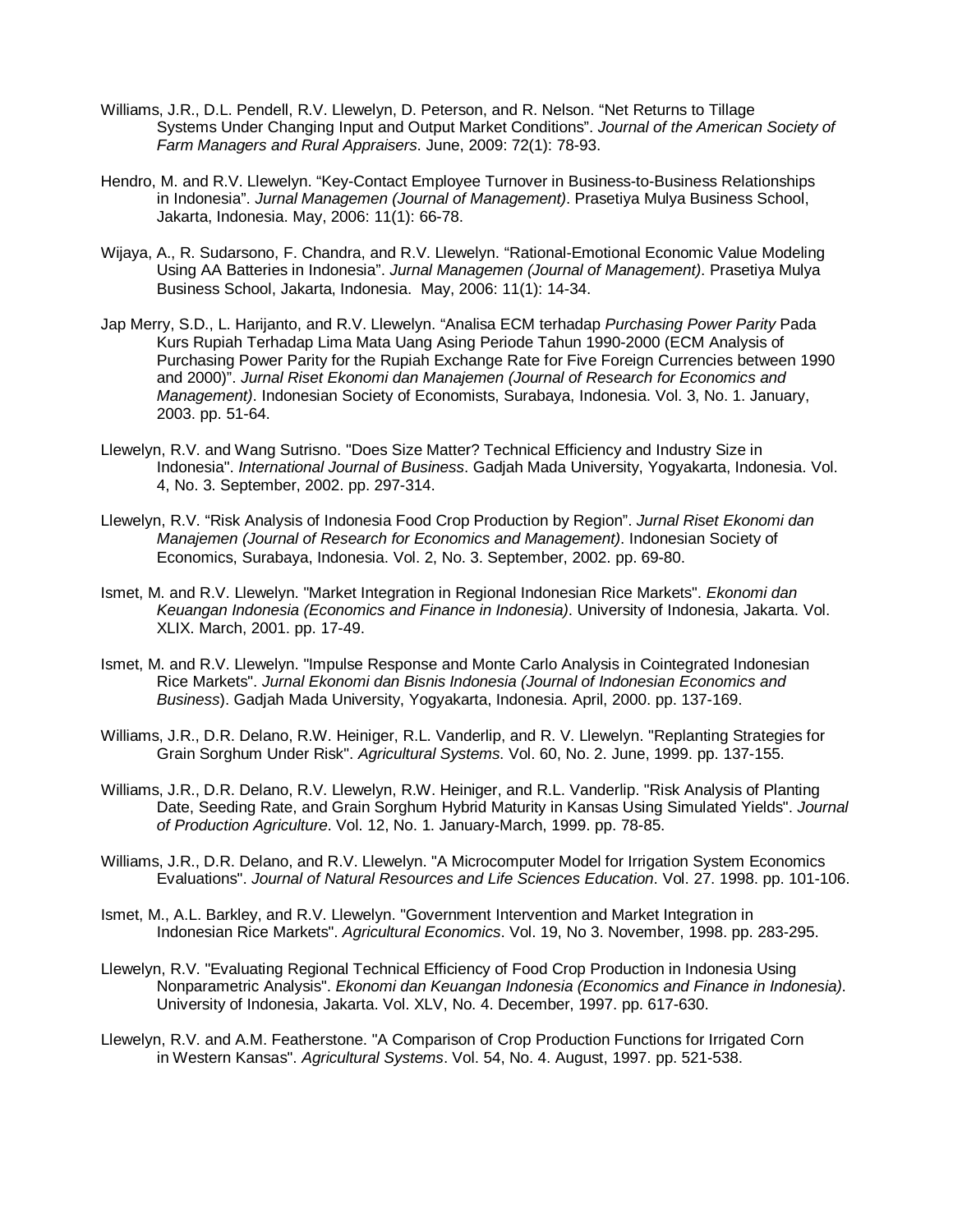Williams, J.R., D.L. Pendell, R.V. Llewelyn, D. Peterson, and R. Nelson. “Net Returns to Tillage Systems Under Changing Input and Output Market Conditions”. *Journal of the American Society of Farm Managers and Rural Appraisers*. June, 2009: 72(1): 78-93.

Hendro, M. and R.V. Llewelyn. “Key-Contact Employee Turnover in Business-to-Business Relationships in Indonesia”. *Jurnal Managemen (Journal of Management)*. Prasetiya Mulya Business School, Jakarta, Indonesia. May, 2006: 11(1): 66-78.

Wijaya, A., R. Sudarsono, F. Chandra, and R.V. Llewelyn. “Rational-Emotional Economic Value Modeling Using AA Batteries in Indonesia”. *Jurnal Managemen (Journal of Management)*. Prasetiya Mulya Business School, Jakarta, Indonesia. May, 2006: 11(1): 14-34.

Jap Merry, S.D., L. Harijanto, and R.V. Llewelyn. “Analisa ECM terhadap *Purchasing Power Parity* Pada Kurs Rupiah Terhadap Lima Mata Uang Asing Periode Tahun 1990-2000 (ECM Analysis of Purchasing Power Parity for the Rupiah Exchange Rate for Five Foreign Currencies between 1990 and 2000)”. *Jurnal Riset Ekonomi dan Manajemen (Journal of Research for Economics and Management)*. Indonesian Society of Economists, Surabaya, Indonesia. Vol. 3, No. 1. January, 2003. pp. 51-64.

Llewelyn, R.V. and Wang Sutrisno. "Does Size Matter? Technical Efficiency and Industry Size in Indonesia". *International Journal of Business*. Gadjah Mada University, Yogyakarta, Indonesia. Vol. 4, No. 3. September, 2002. pp. 297-314.

Llewelyn, R.V. “Risk Analysis of Indonesia Food Crop Production by Region”. *Jurnal Riset Ekonomi dan Manajemen (Journal of Research for Economics and Management)*. Indonesian Society of Economics, Surabaya, Indonesia. Vol. 2, No. 3. September, 2002. pp. 69-80.

Ismet, M. and R.V. Llewelyn. "Market Integration in Regional Indonesian Rice Markets". *Ekonomi dan Keuangan Indonesia (Economics and Finance in Indonesia)*. University of Indonesia, Jakarta. Vol. XLIX. March, 2001. pp. 17-49.

Ismet, M. and R.V. Llewelyn. "Impulse Response and Monte Carlo Analysis in Cointegrated Indonesian Rice Markets". *Jurnal Ekonomi dan Bisnis Indonesia (Journal of Indonesian Economics and Business*). Gadjah Mada University, Yogyakarta, Indonesia. April, 2000. pp. 137-169.

Williams, J.R., D.R. Delano, R.W. Heiniger, R.L. Vanderlip, and R. V. Llewelyn. "Replanting Strategies for Grain Sorghum Under Risk". *Agricultural Systems*. Vol. 60, No. 2. June, 1999. pp. 137-155.

Williams, J.R., D.R. Delano, R.V. Llewelyn, R.W. Heiniger, and R.L. Vanderlip. "Risk Analysis of Planting Date, Seeding Rate, and Grain Sorghum Hybrid Maturity in Kansas Using Simulated Yields". *Journal of Production Agriculture*. Vol. 12, No. 1. January-March, 1999. pp. 78-85.

Williams, J.R., D.R. Delano, and R.V. Llewelyn. "A Microcomputer Model for Irrigation System Economics Evaluations". *Journal of Natural Resources and Life Sciences Education*. Vol. 27. 1998. pp. 101-106.

Ismet, M., A.L. Barkley, and R.V. Llewelyn. "Government Intervention and Market Integration in Indonesian Rice Markets". *Agricultural Economics*. Vol. 19, No 3. November, 1998. pp. 283-295.

Llewelyn, R.V. "Evaluating Regional Technical Efficiency of Food Crop Production in Indonesia Using Nonparametric Analysis". *Ekonomi dan Keuangan Indonesia (Economics and Finance in Indonesia)*. University of Indonesia, Jakarta. Vol. XLV, No. 4. December, 1997. pp. 617-630.

Llewelyn, R.V. and A.M. Featherstone. "A Comparison of Crop Production Functions for Irrigated Corn in Western Kansas". *Agricultural Systems*. Vol. 54, No. 4. August, 1997. pp. 521-538.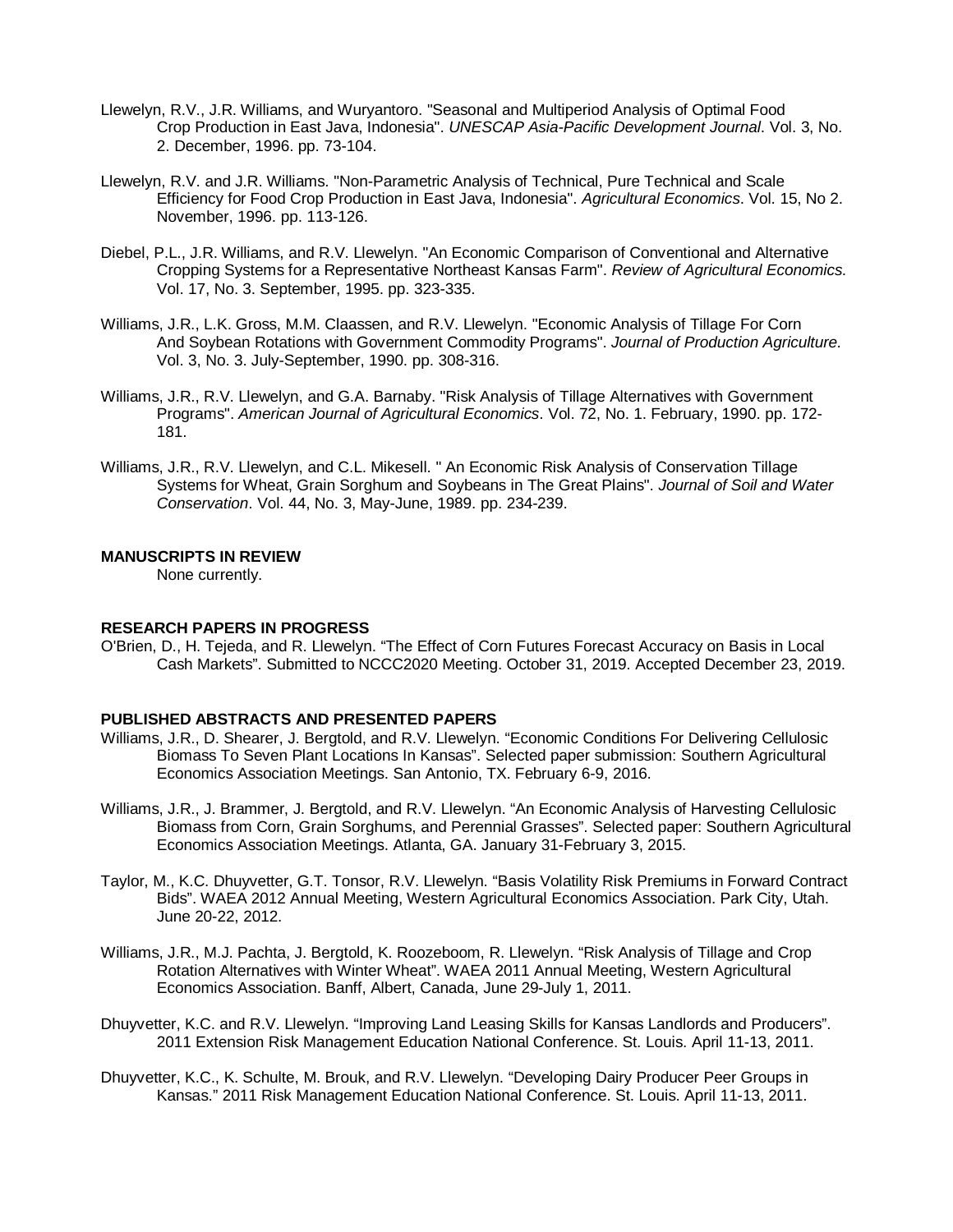Llewelyn, R.V., J.R. Williams, and Wuryantoro. "Seasonal and Multiperiod Analysis of Optimal Food Crop Production in East Java, Indonesia". *UNESCAP Asia-Pacific Development Journal*. Vol. 3, No. 2. December, 1996. pp. 73-104.

Llewelyn, R.V. and J.R. Williams. "Non-Parametric Analysis of Technical, Pure Technical and Scale Efficiency for Food Crop Production in East Java, Indonesia". *Agricultural Economics*. Vol. 15, No 2. November, 1996. pp. 113-126.

Diebel, P.L., J.R. Williams, and R.V. Llewelyn. "An Economic Comparison of Conventional and Alternative Cropping Systems for a Representative Northeast Kansas Farm". *Review of Agricultural Economics*. Vol. 17, No. 3. September, 1995. pp. 323-335.

Williams, J.R., L.K. Gross, M.M. Claassen, and R.V. Llewelyn. "Economic Analysis of Tillage For Corn And Soybean Rotations with Government Commodity Programs". *Journal of Production Agriculture*. Vol. 3, No. 3. July-September, 1990. pp. 308-316.

Williams, J.R., R.V. Llewelyn, and G.A. Barnaby. "Risk Analysis of Tillage Alternatives with Government Programs". *American Journal of Agricultural Economics*. Vol. 72, No. 1. February, 1990. pp. 172-181.

Williams, J.R., R.V. Llewelyn, and C.L. Mikesell. " An Economic Risk Analysis of Conservation Tillage Systems for Wheat, Grain Sorghum and Soybeans in The Great Plains". *Journal of Soil and Water Conservation*. Vol. 44, No. 3, May-June, 1989. pp. 234-239.

**MANUSCRIPTS IN REVIEW**

None currently.

**RESEARCH PAPERS IN PROGRESS**

O'Brien, D., H. Tejeda, and R. Llewelyn. "The Effect of Corn Futures Forecast Accuracy on Basis in Local Cash Markets". Submitted to NCCC2020 Meeting. October 31, 2019. Accepted December 23, 2019.

**PUBLISHED ABSTRACTS AND PRESENTED PAPERS**

Williams, J.R., D. Shearer, J. Bergtold, and R.V. Llewelyn. "Economic Conditions For Delivering Cellulosic Biomass To Seven Plant Locations In Kansas". Selected paper submission: Southern Agricultural Economics Association Meetings. San Antonio, TX. February 6-9, 2016.

Williams, J.R., J. Brammer, J. Bergtold, and R.V. Llewelyn. "An Economic Analysis of Harvesting Cellulosic Biomass from Corn, Grain Sorghums, and Perennial Grasses". Selected paper: Southern Agricultural Economics Association Meetings. Atlanta, GA. January 31-February 3, 2015.

Taylor, M., K.C. Dhuyvetter, G.T. Tonsor, R.V. Llewelyn. "Basis Volatility Risk Premiums in Forward Contract Bids". WAEA 2012 Annual Meeting, Western Agricultural Economics Association. Park City, Utah. June 20-22, 2012.

Williams, J.R., M.J. Pachta, J. Bergtold, K. Roozeboom, R. Llewelyn. "Risk Analysis of Tillage and Crop Rotation Alternatives with Winter Wheat". WAEA 2011 Annual Meeting, Western Agricultural Economics Association. Banff, Albert, Canada, June 29-July 1, 2011.

Dhuyvetter, K.C. and R.V. Llewelyn. "Improving Land Leasing Skills for Kansas Landlords and Producers". 2011 Extension Risk Management Education National Conference. St. Louis. April 11-13, 2011.

Dhuyvetter, K.C., K. Schulte, M. Brouk, and R.V. Llewelyn. "Developing Dairy Producer Peer Groups in Kansas." 2011 Risk Management Education National Conference. St. Louis. April 11-13, 2011.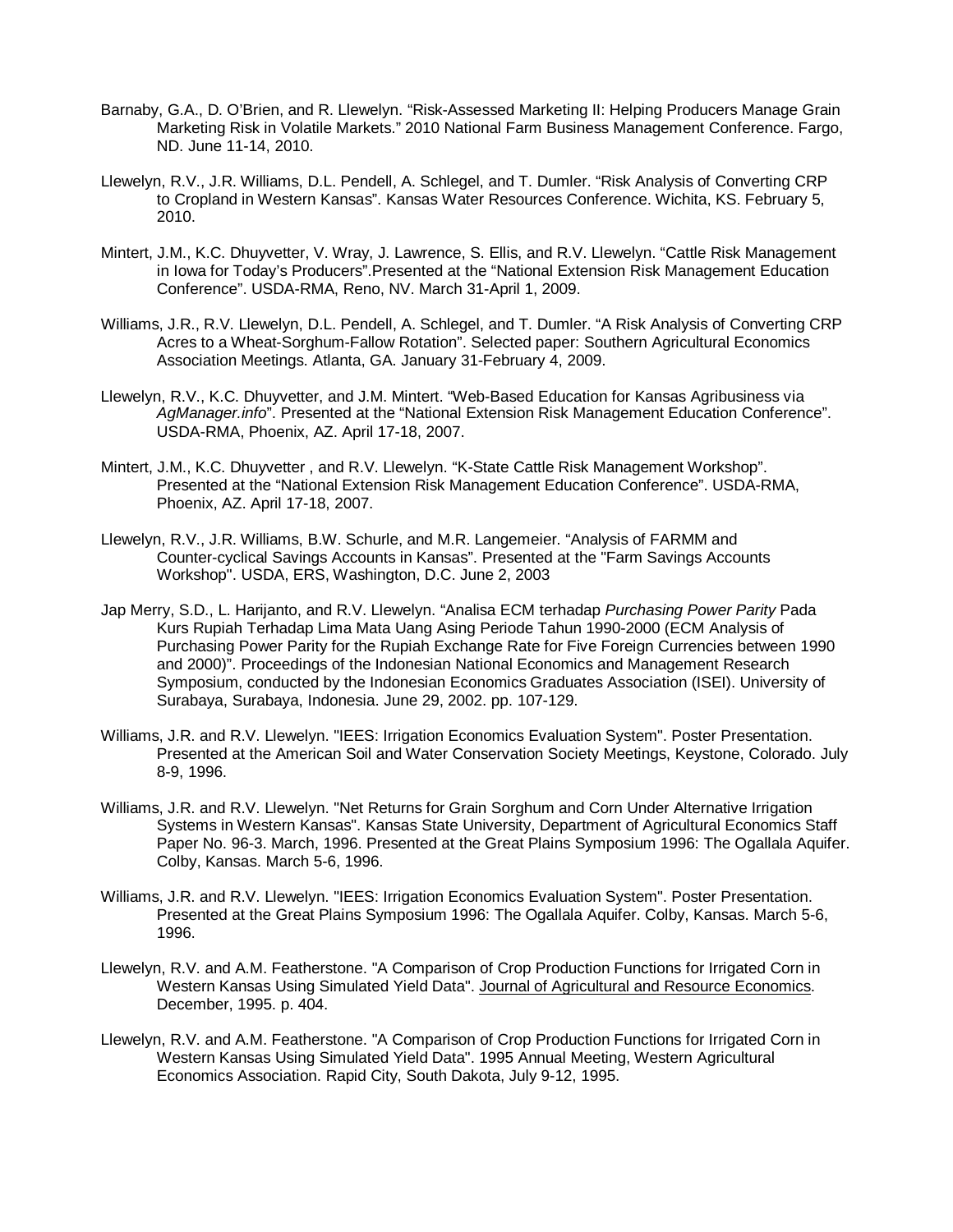Barnaby, G.A., D. O'Brien, and R. Llewelyn. "Risk-Assessed Marketing II: Helping Producers Manage Grain Marketing Risk in Volatile Markets." 2010 National Farm Business Management Conference. Fargo, ND. June 11-14, 2010.

Llewelyn, R.V., J.R. Williams, D.L. Pendell, A. Schlegel, and T. Dumler. "Risk Analysis of Converting CRP to Cropland in Western Kansas". Kansas Water Resources Conference. Wichita, KS. February 5, 2010.

Mintert, J.M., K.C. Dhuyvetter, V. Wray, J. Lawrence, S. Ellis, and R.V. Llewelyn. "Cattle Risk Management in Iowa for Today's Producers".Presented at the "National Extension Risk Management Education Conference". USDA-RMA, Reno, NV. March 31-April 1, 2009.

Williams, J.R., R.V. Llewelyn, D.L. Pendell, A. Schlegel, and T. Dumler. "A Risk Analysis of Converting CRP Acres to a Wheat-Sorghum-Fallow Rotation". Selected paper: Southern Agricultural Economics Association Meetings. Atlanta, GA. January 31-February 4, 2009.

Llewelyn, R.V., K.C. Dhuyvetter, and J.M. Mintert. "Web-Based Education for Kansas Agribusiness via *AgManager.info*". Presented at the "National Extension Risk Management Education Conference". USDA-RMA, Phoenix, AZ. April 17-18, 2007.

Mintert, J.M., K.C. Dhuyvetter , and R.V. Llewelyn. "K-State Cattle Risk Management Workshop". Presented at the "National Extension Risk Management Education Conference". USDA-RMA, Phoenix, AZ. April 17-18, 2007.

Llewelyn, R.V., J.R. Williams, B.W. Schurle, and M.R. Langemeier. "Analysis of FARMM and Counter-cyclical Savings Accounts in Kansas". Presented at the "Farm Savings Accounts Workshop". USDA, ERS, Washington, D.C. June 2, 2003

Jap Merry, S.D., L. Harijanto, and R.V. Llewelyn. "Analisa ECM terhadap *Purchasing Power Parity* Pada Kurs Rupiah Terhadap Lima Mata Uang Asing Periode Tahun 1990-2000 (ECM Analysis of Purchasing Power Parity for the Rupiah Exchange Rate for Five Foreign Currencies between 1990 and 2000)". Proceedings of the Indonesian National Economics and Management Research Symposium, conducted by the Indonesian Economics Graduates Association (ISEI). University of Surabaya, Surabaya, Indonesia. June 29, 2002. pp. 107-129.

Williams, J.R. and R.V. Llewelyn. "IEES: Irrigation Economics Evaluation System". Poster Presentation. Presented at the American Soil and Water Conservation Society Meetings, Keystone, Colorado. July 8-9, 1996.

Williams, J.R. and R.V. Llewelyn. "Net Returns for Grain Sorghum and Corn Under Alternative Irrigation Systems in Western Kansas". Kansas State University, Department of Agricultural Economics Staff Paper No. 96-3. March, 1996. Presented at the Great Plains Symposium 1996: The Ogallala Aquifer. Colby, Kansas. March 5-6, 1996.

Williams, J.R. and R.V. Llewelyn. "IEES: Irrigation Economics Evaluation System". Poster Presentation. Presented at the Great Plains Symposium 1996: The Ogallala Aquifer. Colby, Kansas. March 5-6, 1996.

Llewelyn, R.V. and A.M. Featherstone. "A Comparison of Crop Production Functions for Irrigated Corn in Western Kansas Using Simulated Yield Data". Journal of Agricultural and Resource Economics. December, 1995. p. 404.

Llewelyn, R.V. and A.M. Featherstone. "A Comparison of Crop Production Functions for Irrigated Corn in Western Kansas Using Simulated Yield Data". 1995 Annual Meeting, Western Agricultural Economics Association. Rapid City, South Dakota, July 9-12, 1995.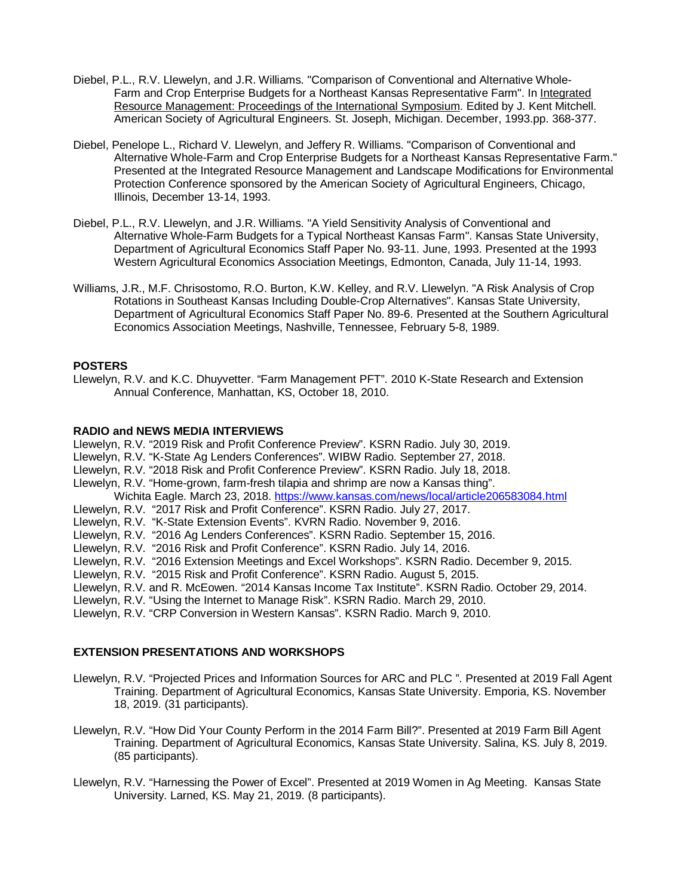Diebel, P.L., R.V. Llewelyn, and J.R. Williams. "Comparison of Conventional and Alternative Whole-Farm and Crop Enterprise Budgets for a Northeast Kansas Representative Farm". In Integrated Resource Management: Proceedings of the International Symposium. Edited by J. Kent Mitchell. American Society of Agricultural Engineers. St. Joseph, Michigan. December, 1993.pp. 368-377.

Diebel, Penelope L., Richard V. Llewelyn, and Jeffery R. Williams. "Comparison of Conventional and Alternative Whole-Farm and Crop Enterprise Budgets for a Northeast Kansas Representative Farm." Presented at the Integrated Resource Management and Landscape Modifications for Environmental Protection Conference sponsored by the American Society of Agricultural Engineers, Chicago, Illinois, December 13-14, 1993.

Diebel, P.L., R.V. Llewelyn, and J.R. Williams. "A Yield Sensitivity Analysis of Conventional and Alternative Whole-Farm Budgets for a Typical Northeast Kansas Farm". Kansas State University, Department of Agricultural Economics Staff Paper No. 93-11. June, 1993. Presented at the 1993 Western Agricultural Economics Association Meetings, Edmonton, Canada, July 11-14, 1993.

Williams, J.R., M.F. Chrisostomo, R.O. Burton, K.W. Kelley, and R.V. Llewelyn. "A Risk Analysis of Crop Rotations in Southeast Kansas Including Double-Crop Alternatives". Kansas State University, Department of Agricultural Economics Staff Paper No. 89-6. Presented at the Southern Agricultural Economics Association Meetings, Nashville, Tennessee, February 5-8, 1989.

**POSTERS**

Llewelyn, R.V. and K.C. Dhuyvetter. “Farm Management PFT”. 2010 K-State Research and Extension Annual Conference, Manhattan, KS, October 18, 2010.

**RADIO and NEWS MEDIA INTERVIEWS**

Llewelyn, R.V. “2019 Risk and Profit Conference Preview”. KSRN Radio. July 30, 2019.
Llewelyn, R.V. “K-State Ag Lenders Conferences”. WIBW Radio. September 27, 2018.
Llewelyn, R.V. “2018 Risk and Profit Conference Preview”. KSRN Radio. July 18, 2018.
Llewelyn, R.V. “Home-grown, farm-fresh tilapia and shrimp are now a Kansas thing”. Wichita Eagle. March 23, 2018. https://www.kansas.com/news/local/article206583084.html
Llewelyn, R.V. “2017 Risk and Profit Conference”. KSRN Radio. July 27, 2017.
Llewelyn, R.V. “K-State Extension Events”. KVRN Radio. November 9, 2016.
Llewelyn, R.V. “2016 Ag Lenders Conferences”. KSRN Radio. September 15, 2016.
Llewelyn, R.V. “2016 Risk and Profit Conference”. KSRN Radio. July 14, 2016.
Llewelyn, R.V. “2016 Extension Meetings and Excel Workshops”. KSRN Radio. December 9, 2015.
Llewelyn, R.V. “2015 Risk and Profit Conference”. KSRN Radio. August 5, 2015.
Llewelyn, R.V. and R. McEowen. “2014 Kansas Income Tax Institute”. KSRN Radio. October 29, 2014.
Llewelyn, R.V. “Using the Internet to Manage Risk”. KSRN Radio. March 29, 2010.
Llewelyn, R.V. “CRP Conversion in Western Kansas”. KSRN Radio. March 9, 2010.

**EXTENSION PRESENTATIONS AND WORKSHOPS**

Llewelyn, R.V. “Projected Prices and Information Sources for ARC and PLC ”. Presented at 2019 Fall Agent Training. Department of Agricultural Economics, Kansas State University. Emporia, KS. November 18, 2019. (31 participants).

Llewelyn, R.V. “How Did Your County Perform in the 2014 Farm Bill?”. Presented at 2019 Farm Bill Agent Training. Department of Agricultural Economics, Kansas State University. Salina, KS. July 8, 2019. (85 participants).

Llewelyn, R.V. “Harnessing the Power of Excel”. Presented at 2019 Women in Ag Meeting. Kansas State University. Larned, KS. May 21, 2019. (8 participants).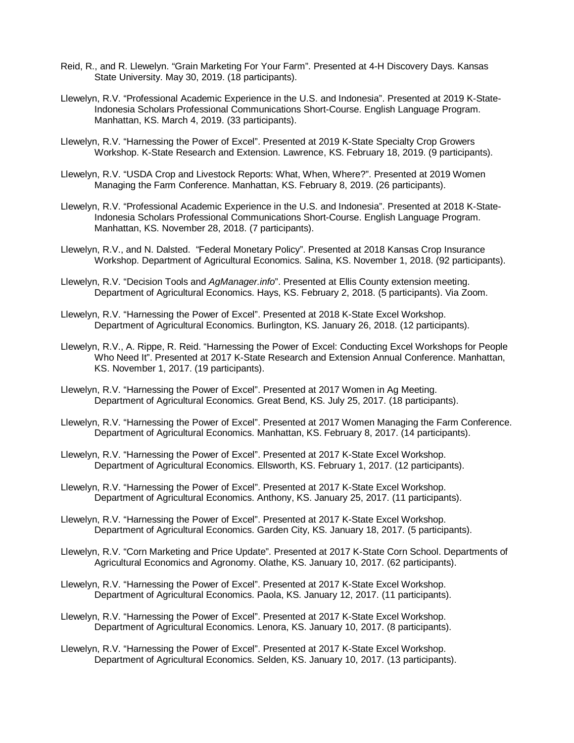Reid, R., and R. Llewelyn. “Grain Marketing For Your Farm”. Presented at 4-H Discovery Days. Kansas State University. May 30, 2019. (18 participants).

Llewelyn, R.V. “Professional Academic Experience in the U.S. and Indonesia”. Presented at 2019 K-State-Indonesia Scholars Professional Communications Short-Course. English Language Program. Manhattan, KS. March 4, 2019. (33 participants).

Llewelyn, R.V. “Harnessing the Power of Excel”. Presented at 2019 K-State Specialty Crop Growers Workshop. K-State Research and Extension. Lawrence, KS. February 18, 2019. (9 participants).

Llewelyn, R.V. “USDA Crop and Livestock Reports: What, When, Where?”. Presented at 2019 Women Managing the Farm Conference. Manhattan, KS. February 8, 2019. (26 participants).

Llewelyn, R.V. “Professional Academic Experience in the U.S. and Indonesia”. Presented at 2018 K-State-Indonesia Scholars Professional Communications Short-Course. English Language Program. Manhattan, KS. November 28, 2018. (7 participants).

Llewelyn, R.V., and N. Dalsted. “Federal Monetary Policy”. Presented at 2018 Kansas Crop Insurance Workshop. Department of Agricultural Economics. Salina, KS. November 1, 2018. (92 participants).

Llewelyn, R.V. “Decision Tools and *AgManager.info*”. Presented at Ellis County extension meeting. Department of Agricultural Economics. Hays, KS. February 2, 2018. (5 participants). Via Zoom.

Llewelyn, R.V. “Harnessing the Power of Excel”. Presented at 2018 K-State Excel Workshop. Department of Agricultural Economics. Burlington, KS. January 26, 2018. (12 participants).

Llewelyn, R.V., A. Rippe, R. Reid. “Harnessing the Power of Excel: Conducting Excel Workshops for People Who Need It”. Presented at 2017 K-State Research and Extension Annual Conference. Manhattan, KS. November 1, 2017. (19 participants).

Llewelyn, R.V. “Harnessing the Power of Excel”. Presented at 2017 Women in Ag Meeting. Department of Agricultural Economics. Great Bend, KS. July 25, 2017. (18 participants).

Llewelyn, R.V. “Harnessing the Power of Excel”. Presented at 2017 Women Managing the Farm Conference. Department of Agricultural Economics. Manhattan, KS. February 8, 2017. (14 participants).

Llewelyn, R.V. “Harnessing the Power of Excel”. Presented at 2017 K-State Excel Workshop. Department of Agricultural Economics. Ellsworth, KS. February 1, 2017. (12 participants).

Llewelyn, R.V. “Harnessing the Power of Excel”. Presented at 2017 K-State Excel Workshop. Department of Agricultural Economics. Anthony, KS. January 25, 2017. (11 participants).

Llewelyn, R.V. “Harnessing the Power of Excel”. Presented at 2017 K-State Excel Workshop. Department of Agricultural Economics. Garden City, KS. January 18, 2017. (5 participants).

Llewelyn, R.V. “Corn Marketing and Price Update”. Presented at 2017 K-State Corn School. Departments of Agricultural Economics and Agronomy. Olathe, KS. January 10, 2017. (62 participants).

Llewelyn, R.V. “Harnessing the Power of Excel”. Presented at 2017 K-State Excel Workshop. Department of Agricultural Economics. Paola, KS. January 12, 2017. (11 participants).

Llewelyn, R.V. “Harnessing the Power of Excel”. Presented at 2017 K-State Excel Workshop. Department of Agricultural Economics. Lenora, KS. January 10, 2017. (8 participants).

Llewelyn, R.V. “Harnessing the Power of Excel”. Presented at 2017 K-State Excel Workshop. Department of Agricultural Economics. Selden, KS. January 10, 2017. (13 participants).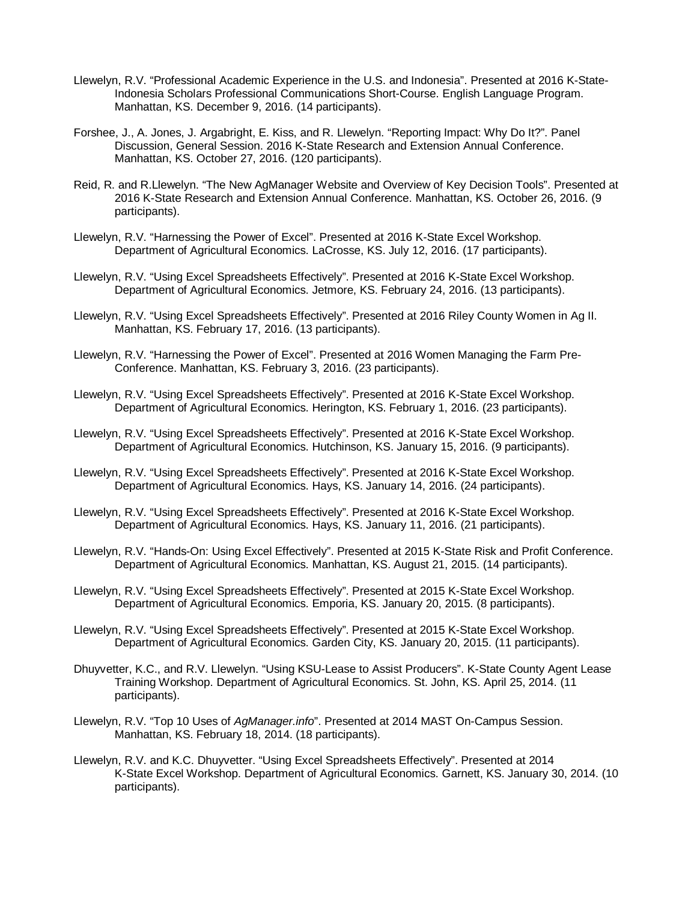Llewelyn, R.V. “Professional Academic Experience in the U.S. and Indonesia”. Presented at 2016 K-State-Indonesia Scholars Professional Communications Short-Course. English Language Program. Manhattan, KS. December 9, 2016. (14 participants).

Forshee, J., A. Jones, J. Argabright, E. Kiss, and R. Llewelyn. “Reporting Impact: Why Do It?”. Panel Discussion, General Session. 2016 K-State Research and Extension Annual Conference. Manhattan, KS. October 27, 2016. (120 participants).

Reid, R. and R.Llewelyn. “The New AgManager Website and Overview of Key Decision Tools”. Presented at 2016 K-State Research and Extension Annual Conference. Manhattan, KS. October 26, 2016. (9 participants).

Llewelyn, R.V. “Harnessing the Power of Excel”. Presented at 2016 K-State Excel Workshop. Department of Agricultural Economics. LaCrosse, KS. July 12, 2016. (17 participants).

Llewelyn, R.V. “Using Excel Spreadsheets Effectively”. Presented at 2016 K-State Excel Workshop. Department of Agricultural Economics. Jetmore, KS. February 24, 2016. (13 participants).

Llewelyn, R.V. “Using Excel Spreadsheets Effectively”. Presented at 2016 Riley County Women in Ag II. Manhattan, KS. February 17, 2016. (13 participants).

Llewelyn, R.V. “Harnessing the Power of Excel”. Presented at 2016 Women Managing the Farm Pre-Conference. Manhattan, KS. February 3, 2016. (23 participants).

Llewelyn, R.V. “Using Excel Spreadsheets Effectively”. Presented at 2016 K-State Excel Workshop. Department of Agricultural Economics. Herington, KS. February 1, 2016. (23 participants).

Llewelyn, R.V. “Using Excel Spreadsheets Effectively”. Presented at 2016 K-State Excel Workshop. Department of Agricultural Economics. Hutchinson, KS. January 15, 2016. (9 participants).

Llewelyn, R.V. “Using Excel Spreadsheets Effectively”. Presented at 2016 K-State Excel Workshop. Department of Agricultural Economics. Hays, KS. January 14, 2016. (24 participants).

Llewelyn, R.V. “Using Excel Spreadsheets Effectively”. Presented at 2016 K-State Excel Workshop. Department of Agricultural Economics. Hays, KS. January 11, 2016. (21 participants).

Llewelyn, R.V. “Hands-On: Using Excel Effectively”. Presented at 2015 K-State Risk and Profit Conference. Department of Agricultural Economics. Manhattan, KS. August 21, 2015. (14 participants).

Llewelyn, R.V. “Using Excel Spreadsheets Effectively”. Presented at 2015 K-State Excel Workshop. Department of Agricultural Economics. Emporia, KS. January 20, 2015. (8 participants).

Llewelyn, R.V. “Using Excel Spreadsheets Effectively”. Presented at 2015 K-State Excel Workshop. Department of Agricultural Economics. Garden City, KS. January 20, 2015. (11 participants).

Dhuyvetter, K.C., and R.V. Llewelyn. “Using KSU-Lease to Assist Producers”. K-State County Agent Lease Training Workshop. Department of Agricultural Economics. St. John, KS. April 25, 2014. (11 participants).

Llewelyn, R.V. “Top 10 Uses of *AgManager.info*”. Presented at 2014 MAST On-Campus Session. Manhattan, KS. February 18, 2014. (18 participants).

Llewelyn, R.V. and K.C. Dhuyvetter. “Using Excel Spreadsheets Effectively”. Presented at 2014 K-State Excel Workshop. Department of Agricultural Economics. Garnett, KS. January 30, 2014. (10 participants).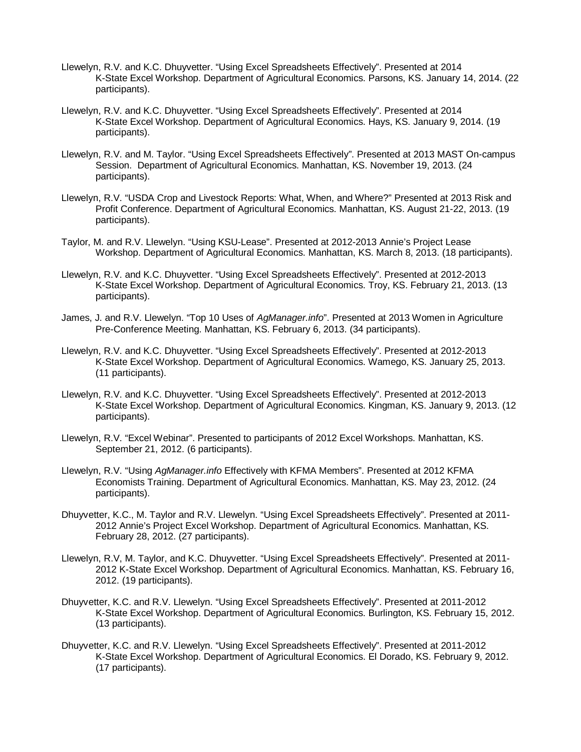Llewelyn, R.V. and K.C. Dhuyvetter. "Using Excel Spreadsheets Effectively". Presented at 2014 K-State Excel Workshop. Department of Agricultural Economics. Parsons, KS. January 14, 2014. (22 participants).

Llewelyn, R.V. and K.C. Dhuyvetter. "Using Excel Spreadsheets Effectively". Presented at 2014 K-State Excel Workshop. Department of Agricultural Economics. Hays, KS. January 9, 2014. (19 participants).

Llewelyn, R.V. and M. Taylor. "Using Excel Spreadsheets Effectively". Presented at 2013 MAST On-campus Session. Department of Agricultural Economics. Manhattan, KS. November 19, 2013. (24 participants).

Llewelyn, R.V. "USDA Crop and Livestock Reports: What, When, and Where?" Presented at 2013 Risk and Profit Conference. Department of Agricultural Economics. Manhattan, KS. August 21-22, 2013. (19 participants).

Taylor, M. and R.V. Llewelyn. "Using KSU-Lease". Presented at 2012-2013 Annie's Project Lease Workshop. Department of Agricultural Economics. Manhattan, KS. March 8, 2013. (18 participants).

Llewelyn, R.V. and K.C. Dhuyvetter. "Using Excel Spreadsheets Effectively". Presented at 2012-2013 K-State Excel Workshop. Department of Agricultural Economics. Troy, KS. February 21, 2013. (13 participants).

James, J. and R.V. Llewelyn. "Top 10 Uses of *AgManager.info*". Presented at 2013 Women in Agriculture Pre-Conference Meeting. Manhattan, KS. February 6, 2013. (34 participants).

Llewelyn, R.V. and K.C. Dhuyvetter. "Using Excel Spreadsheets Effectively". Presented at 2012-2013 K-State Excel Workshop. Department of Agricultural Economics. Wamego, KS. January 25, 2013. (11 participants).

Llewelyn, R.V. and K.C. Dhuyvetter. "Using Excel Spreadsheets Effectively". Presented at 2012-2013 K-State Excel Workshop. Department of Agricultural Economics. Kingman, KS. January 9, 2013. (12 participants).

Llewelyn, R.V. "Excel Webinar". Presented to participants of 2012 Excel Workshops. Manhattan, KS. September 21, 2012. (6 participants).

Llewelyn, R.V. "Using *AgManager.info* Effectively with KFMA Members". Presented at 2012 KFMA Economists Training. Department of Agricultural Economics. Manhattan, KS. May 23, 2012. (24 participants).

Dhuyvetter, K.C., M. Taylor and R.V. Llewelyn. "Using Excel Spreadsheets Effectively". Presented at 2011-2012 Annie's Project Excel Workshop. Department of Agricultural Economics. Manhattan, KS. February 28, 2012. (27 participants).

Llewelyn, R.V, M. Taylor, and K.C. Dhuyvetter. "Using Excel Spreadsheets Effectively". Presented at 2011-2012 K-State Excel Workshop. Department of Agricultural Economics. Manhattan, KS. February 16, 2012. (19 participants).

Dhuyvetter, K.C. and R.V. Llewelyn. "Using Excel Spreadsheets Effectively". Presented at 2011-2012 K-State Excel Workshop. Department of Agricultural Economics. Burlington, KS. February 15, 2012. (13 participants).

Dhuyvetter, K.C. and R.V. Llewelyn. "Using Excel Spreadsheets Effectively". Presented at 2011-2012 K-State Excel Workshop. Department of Agricultural Economics. El Dorado, KS. February 9, 2012. (17 participants).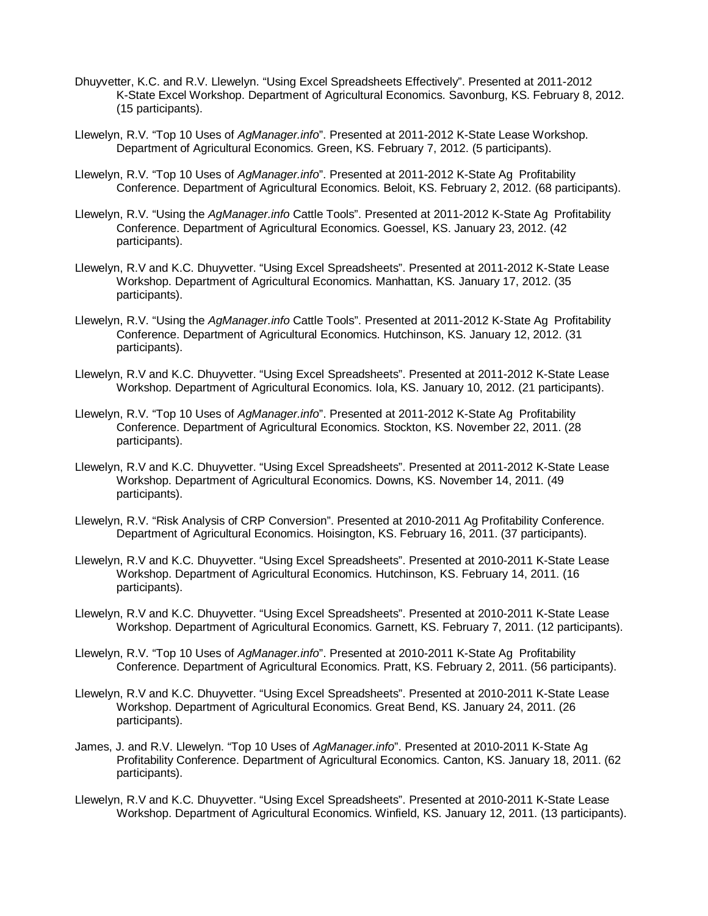Dhuyvetter, K.C. and R.V. Llewelyn. "Using Excel Spreadsheets Effectively". Presented at 2011-2012 K-State Excel Workshop. Department of Agricultural Economics. Savonburg, KS. February 8, 2012. (15 participants).

Llewelyn, R.V. "Top 10 Uses of *AgManager.info*". Presented at 2011-2012 K-State Lease Workshop. Department of Agricultural Economics. Green, KS. February 7, 2012. (5 participants).

Llewelyn, R.V. "Top 10 Uses of *AgManager.info*". Presented at 2011-2012 K-State Ag Profitability Conference. Department of Agricultural Economics. Beloit, KS. February 2, 2012. (68 participants).

Llewelyn, R.V. "Using the *AgManager.info* Cattle Tools". Presented at 2011-2012 K-State Ag Profitability Conference. Department of Agricultural Economics. Goessel, KS. January 23, 2012. (42 participants).

Llewelyn, R.V and K.C. Dhuyvetter. "Using Excel Spreadsheets". Presented at 2011-2012 K-State Lease Workshop. Department of Agricultural Economics. Manhattan, KS. January 17, 2012. (35 participants).

Llewelyn, R.V. "Using the *AgManager.info* Cattle Tools". Presented at 2011-2012 K-State Ag Profitability Conference. Department of Agricultural Economics. Hutchinson, KS. January 12, 2012. (31 participants).

Llewelyn, R.V and K.C. Dhuyvetter. "Using Excel Spreadsheets". Presented at 2011-2012 K-State Lease Workshop. Department of Agricultural Economics. Iola, KS. January 10, 2012. (21 participants).

Llewelyn, R.V. "Top 10 Uses of *AgManager.info*". Presented at 2011-2012 K-State Ag Profitability Conference. Department of Agricultural Economics. Stockton, KS. November 22, 2011. (28 participants).

Llewelyn, R.V and K.C. Dhuyvetter. "Using Excel Spreadsheets". Presented at 2011-2012 K-State Lease Workshop. Department of Agricultural Economics. Downs, KS. November 14, 2011. (49 participants).

Llewelyn, R.V. "Risk Analysis of CRP Conversion". Presented at 2010-2011 Ag Profitability Conference. Department of Agricultural Economics. Hoisington, KS. February 16, 2011. (37 participants).

Llewelyn, R.V and K.C. Dhuyvetter. "Using Excel Spreadsheets". Presented at 2010-2011 K-State Lease Workshop. Department of Agricultural Economics. Hutchinson, KS. February 14, 2011. (16 participants).

Llewelyn, R.V and K.C. Dhuyvetter. "Using Excel Spreadsheets". Presented at 2010-2011 K-State Lease Workshop. Department of Agricultural Economics. Garnett, KS. February 7, 2011. (12 participants).

Llewelyn, R.V. "Top 10 Uses of *AgManager.info*". Presented at 2010-2011 K-State Ag Profitability Conference. Department of Agricultural Economics. Pratt, KS. February 2, 2011. (56 participants).

Llewelyn, R.V and K.C. Dhuyvetter. "Using Excel Spreadsheets". Presented at 2010-2011 K-State Lease Workshop. Department of Agricultural Economics. Great Bend, KS. January 24, 2011. (26 participants).

James, J. and R.V. Llewelyn. "Top 10 Uses of *AgManager.info*". Presented at 2010-2011 K-State Ag Profitability Conference. Department of Agricultural Economics. Canton, KS. January 18, 2011. (62 participants).

Llewelyn, R.V and K.C. Dhuyvetter. "Using Excel Spreadsheets". Presented at 2010-2011 K-State Lease Workshop. Department of Agricultural Economics. Winfield, KS. January 12, 2011. (13 participants).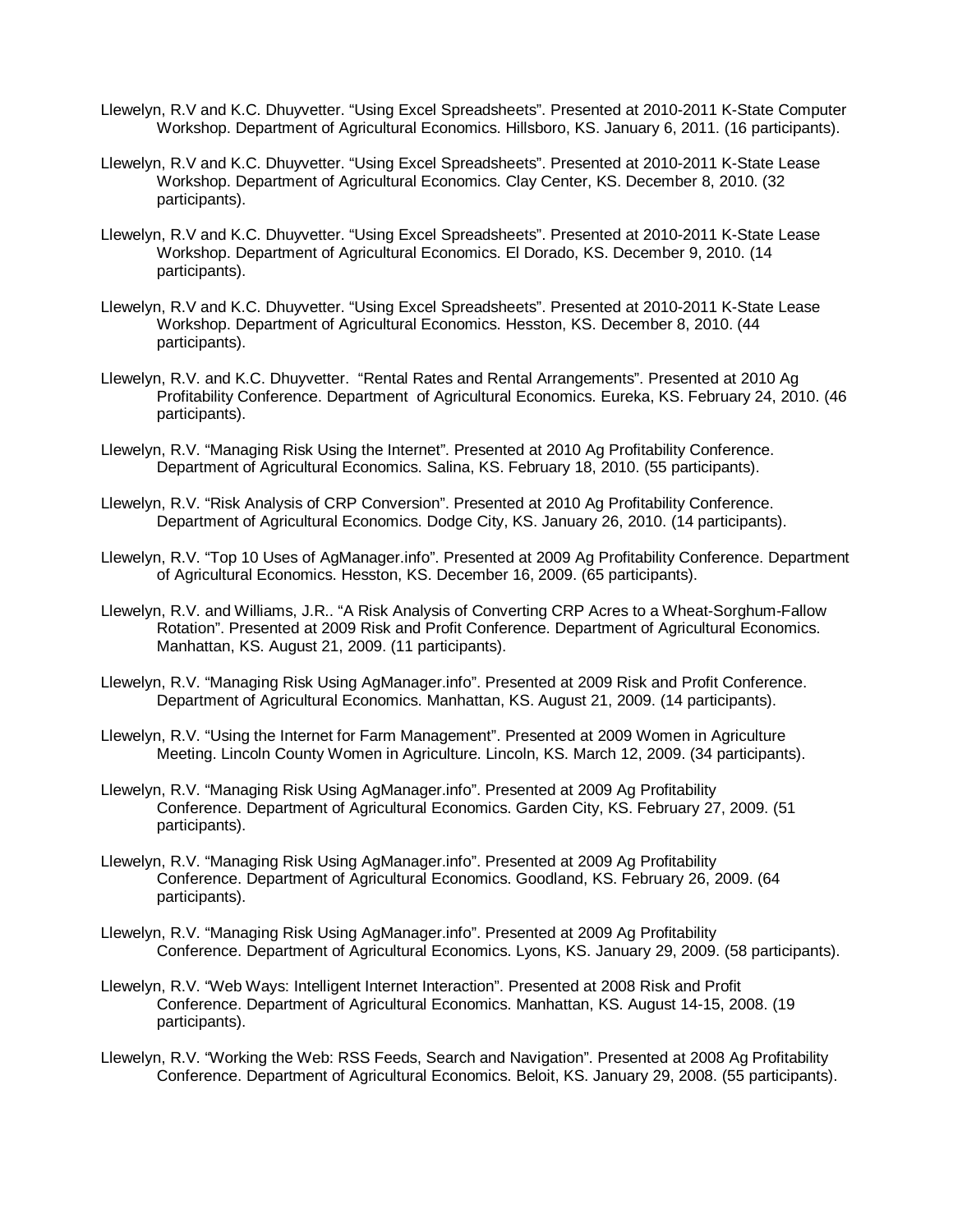Llewelyn, R.V and K.C. Dhuyvetter. “Using Excel Spreadsheets”. Presented at 2010-2011 K-State Computer Workshop. Department of Agricultural Economics. Hillsboro, KS. January 6, 2011. (16 participants).

Llewelyn, R.V and K.C. Dhuyvetter. “Using Excel Spreadsheets”. Presented at 2010-2011 K-State Lease Workshop. Department of Agricultural Economics. Clay Center, KS. December 8, 2010. (32 participants).

Llewelyn, R.V and K.C. Dhuyvetter. “Using Excel Spreadsheets”. Presented at 2010-2011 K-State Lease Workshop. Department of Agricultural Economics. El Dorado, KS. December 9, 2010. (14 participants).

Llewelyn, R.V and K.C. Dhuyvetter. “Using Excel Spreadsheets”. Presented at 2010-2011 K-State Lease Workshop. Department of Agricultural Economics. Hesston, KS. December 8, 2010. (44 participants).

Llewelyn, R.V. and K.C. Dhuyvetter. “Rental Rates and Rental Arrangements”. Presented at 2010 Ag Profitability Conference. Department of Agricultural Economics. Eureka, KS. February 24, 2010. (46 participants).

Llewelyn, R.V. “Managing Risk Using the Internet”. Presented at 2010 Ag Profitability Conference. Department of Agricultural Economics. Salina, KS. February 18, 2010. (55 participants).

Llewelyn, R.V. “Risk Analysis of CRP Conversion”. Presented at 2010 Ag Profitability Conference. Department of Agricultural Economics. Dodge City, KS. January 26, 2010. (14 participants).

Llewelyn, R.V. “Top 10 Uses of AgManager.info”. Presented at 2009 Ag Profitability Conference. Department of Agricultural Economics. Hesston, KS. December 16, 2009. (65 participants).

Llewelyn, R.V. and Williams, J.R.. “A Risk Analysis of Converting CRP Acres to a Wheat-Sorghum-Fallow Rotation”. Presented at 2009 Risk and Profit Conference. Department of Agricultural Economics. Manhattan, KS. August 21, 2009. (11 participants).

Llewelyn, R.V. “Managing Risk Using AgManager.info”. Presented at 2009 Risk and Profit Conference. Department of Agricultural Economics. Manhattan, KS. August 21, 2009. (14 participants).

Llewelyn, R.V. “Using the Internet for Farm Management”. Presented at 2009 Women in Agriculture Meeting. Lincoln County Women in Agriculture. Lincoln, KS. March 12, 2009. (34 participants).

Llewelyn, R.V. “Managing Risk Using AgManager.info”. Presented at 2009 Ag Profitability Conference. Department of Agricultural Economics. Garden City, KS. February 27, 2009. (51 participants).

Llewelyn, R.V. “Managing Risk Using AgManager.info”. Presented at 2009 Ag Profitability Conference. Department of Agricultural Economics. Goodland, KS. February 26, 2009. (64 participants).

Llewelyn, R.V. “Managing Risk Using AgManager.info”. Presented at 2009 Ag Profitability Conference. Department of Agricultural Economics. Lyons, KS. January 29, 2009. (58 participants).

Llewelyn, R.V. “Web Ways: Intelligent Internet Interaction”. Presented at 2008 Risk and Profit Conference. Department of Agricultural Economics. Manhattan, KS. August 14-15, 2008. (19 participants).

Llewelyn, R.V. “Working the Web: RSS Feeds, Search and Navigation”. Presented at 2008 Ag Profitability Conference. Department of Agricultural Economics. Beloit, KS. January 29, 2008. (55 participants).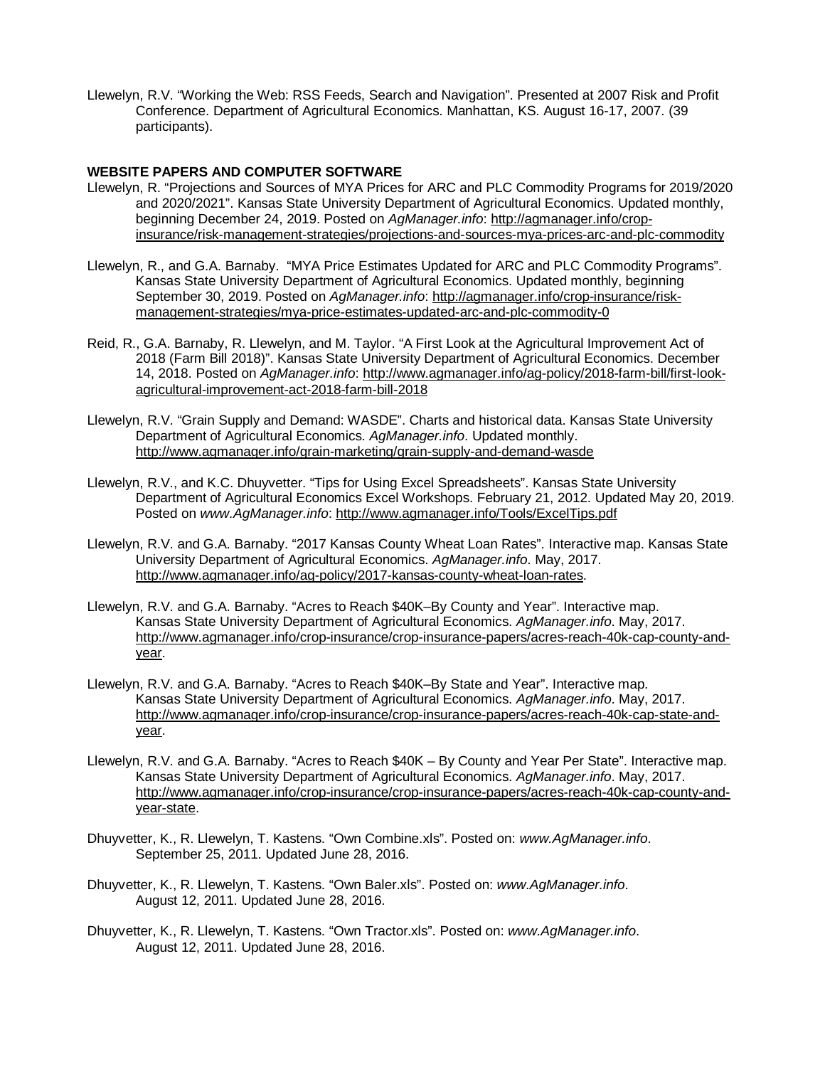Llewelyn, R.V. "Working the Web: RSS Feeds, Search and Navigation". Presented at 2007 Risk and Profit Conference. Department of Agricultural Economics. Manhattan, KS. August 16-17, 2007. (39 participants).

**WEBSITE PAPERS AND COMPUTER SOFTWARE**

Llewelyn, R. "Projections and Sources of MYA Prices for ARC and PLC Commodity Programs for 2019/2020 and 2020/2021". Kansas State University Department of Agricultural Economics. Updated monthly, beginning December 24, 2019. Posted on *AgManager.info*: http://agmanager.info/crop-insurance/risk-management-strategies/projections-and-sources-mya-prices-arc-and-plc-commodity

Llewelyn, R., and G.A. Barnaby. "MYA Price Estimates Updated for ARC and PLC Commodity Programs". Kansas State University Department of Agricultural Economics. Updated monthly, beginning September 30, 2019. Posted on *AgManager.info*: http://agmanager.info/crop-insurance/risk-management-strategies/mya-price-estimates-updated-arc-and-plc-commodity-0

Reid, R., G.A. Barnaby, R. Llewelyn, and M. Taylor. "A First Look at the Agricultural Improvement Act of 2018 (Farm Bill 2018)". Kansas State University Department of Agricultural Economics. December 14, 2018. Posted on *AgManager.info*: http://www.agmanager.info/ag-policy/2018-farm-bill/first-look-agricultural-improvement-act-2018-farm-bill-2018

Llewelyn, R.V. "Grain Supply and Demand: WASDE". Charts and historical data. Kansas State University Department of Agricultural Economics. *AgManager.info*. Updated monthly. http://www.agmanager.info/grain-marketing/grain-supply-and-demand-wasde

Llewelyn, R.V., and K.C. Dhuyvetter. "Tips for Using Excel Spreadsheets". Kansas State University Department of Agricultural Economics Excel Workshops. February 21, 2012. Updated May 20, 2019. Posted on *www.AgManager.info*: http://www.agmanager.info/Tools/ExcelTips.pdf

Llewelyn, R.V. and G.A. Barnaby. "2017 Kansas County Wheat Loan Rates". Interactive map. Kansas State University Department of Agricultural Economics. *AgManager.info*. May, 2017. http://www.agmanager.info/ag-policy/2017-kansas-county-wheat-loan-rates.

Llewelyn, R.V. and G.A. Barnaby. "Acres to Reach $40K–By County and Year". Interactive map. Kansas State University Department of Agricultural Economics. *AgManager.info*. May, 2017. http://www.agmanager.info/crop-insurance/crop-insurance-papers/acres-reach-40k-cap-county-and-year.

Llewelyn, R.V. and G.A. Barnaby. "Acres to Reach $40K–By State and Year". Interactive map. Kansas State University Department of Agricultural Economics. *AgManager.info*. May, 2017. http://www.agmanager.info/crop-insurance/crop-insurance-papers/acres-reach-40k-cap-state-and-year.

Llewelyn, R.V. and G.A. Barnaby. "Acres to Reach $40K – By County and Year Per State". Interactive map. Kansas State University Department of Agricultural Economics. *AgManager.info*. May, 2017. http://www.agmanager.info/crop-insurance/crop-insurance-papers/acres-reach-40k-cap-county-and-year-state.

Dhuyvetter, K., R. Llewelyn, T. Kastens. "Own Combine.xls". Posted on: *www.AgManager.info*. September 25, 2011. Updated June 28, 2016.

Dhuyvetter, K., R. Llewelyn, T. Kastens. "Own Baler.xls". Posted on: *www.AgManager.info*. August 12, 2011. Updated June 28, 2016.

Dhuyvetter, K., R. Llewelyn, T. Kastens. "Own Tractor.xls". Posted on: *www.AgManager.info*. August 12, 2011. Updated June 28, 2016.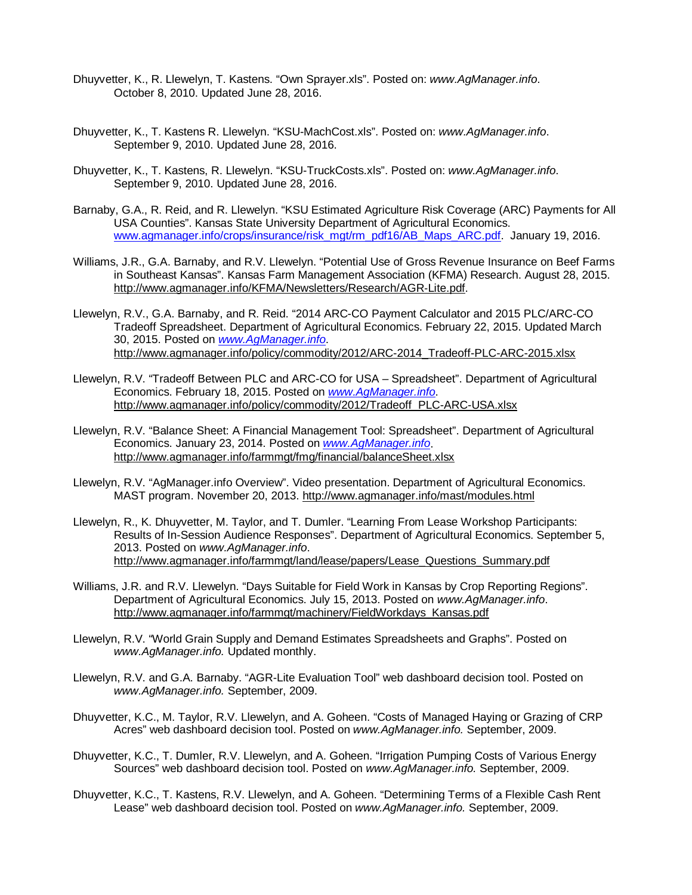Dhuyvetter, K., R. Llewelyn, T. Kastens. “Own Sprayer.xls”. Posted on: *www.AgManager.info*. October 8, 2010. Updated June 28, 2016.

Dhuyvetter, K., T. Kastens R. Llewelyn. “KSU-MachCost.xls”. Posted on: *www.AgManager.info*. September 9, 2010. Updated June 28, 2016.

Dhuyvetter, K., T. Kastens, R. Llewelyn. “KSU-TruckCosts.xls”. Posted on: *www.AgManager.info*. September 9, 2010. Updated June 28, 2016.

Barnaby, G.A., R. Reid, and R. Llewelyn. “KSU Estimated Agriculture Risk Coverage (ARC) Payments for All USA Counties”. Kansas State University Department of Agricultural Economics. www.agmanager.info/crops/insurance/risk_mgt/rm_pdf16/AB_Maps_ARC.pdf. January 19, 2016.

Williams, J.R., G.A. Barnaby, and R.V. Llewelyn. “Potential Use of Gross Revenue Insurance on Beef Farms in Southeast Kansas”. Kansas Farm Management Association (KFMA) Research. August 28, 2015. http://www.agmanager.info/KFMA/Newsletters/Research/AGR-Lite.pdf.

Llewelyn, R.V., G.A. Barnaby, and R. Reid. “2014 ARC-CO Payment Calculator and 2015 PLC/ARC-CO Tradeoff Spreadsheet. Department of Agricultural Economics. February 22, 2015. Updated March 30, 2015. Posted on *www.AgManager.info*. http://www.agmanager.info/policy/commodity/2012/ARC-2014_Tradeoff-PLC-ARC-2015.xlsx

Llewelyn, R.V. “Tradeoff Between PLC and ARC-CO for USA – Spreadsheet”. Department of Agricultural Economics. February 18, 2015. Posted on *www.AgManager.info*. http://www.agmanager.info/policy/commodity/2012/Tradeoff_PLC-ARC-USA.xlsx

Llewelyn, R.V. “Balance Sheet: A Financial Management Tool: Spreadsheet”. Department of Agricultural Economics. January 23, 2014. Posted on *www.AgManager.info*. http://www.agmanager.info/farmmgt/fmg/financial/balanceSheet.xlsx

Llewelyn, R.V. “AgManager.info Overview”. Video presentation. Department of Agricultural Economics. MAST program. November 20, 2013. http://www.agmanager.info/mast/modules.html

Llewelyn, R., K. Dhuyvetter, M. Taylor, and T. Dumler. “Learning From Lease Workshop Participants: Results of In-Session Audience Responses”. Department of Agricultural Economics. September 5, 2013. Posted on *www.AgManager.info*. http://www.agmanager.info/farmmgt/land/lease/papers/Lease_Questions_Summary.pdf

Williams, J.R. and R.V. Llewelyn. “Days Suitable for Field Work in Kansas by Crop Reporting Regions”. Department of Agricultural Economics. July 15, 2013. Posted on *www.AgManager.info*. http://www.agmanager.info/farmmgt/machinery/FieldWorkdays_Kansas.pdf

Llewelyn, R.V. “World Grain Supply and Demand Estimates Spreadsheets and Graphs”. Posted on *www.AgManager.info.* Updated monthly.

Llewelyn, R.V. and G.A. Barnaby. “AGR-Lite Evaluation Tool” web dashboard decision tool. Posted on *www.AgManager.info.* September, 2009.

Dhuyvetter, K.C., M. Taylor, R.V. Llewelyn, and A. Goheen. “Costs of Managed Haying or Grazing of CRP Acres” web dashboard decision tool. Posted on *www.AgManager.info.* September, 2009.

Dhuyvetter, K.C., T. Dumler, R.V. Llewelyn, and A. Goheen. “Irrigation Pumping Costs of Various Energy Sources” web dashboard decision tool. Posted on *www.AgManager.info.* September, 2009.

Dhuyvetter, K.C., T. Kastens, R.V. Llewelyn, and A. Goheen. “Determining Terms of a Flexible Cash Rent Lease” web dashboard decision tool. Posted on *www.AgManager.info.* September, 2009.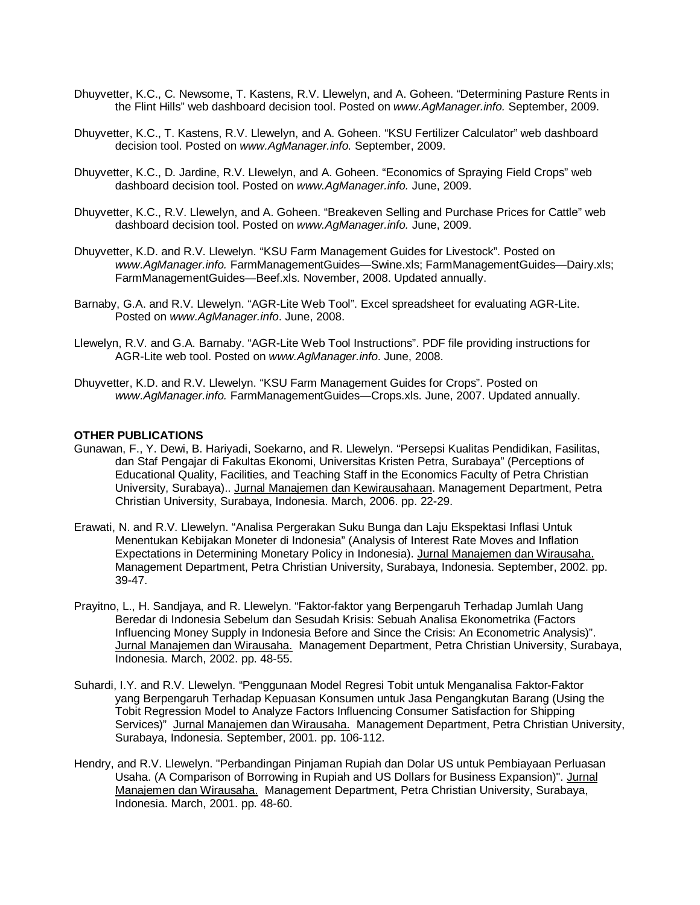Dhuyvetter, K.C., C. Newsome, T. Kastens, R.V. Llewelyn, and A. Goheen. "Determining Pasture Rents in the Flint Hills" web dashboard decision tool. Posted on *www.AgManager.info.* September, 2009.

Dhuyvetter, K.C., T. Kastens, R.V. Llewelyn, and A. Goheen. "KSU Fertilizer Calculator" web dashboard decision tool. Posted on *www.AgManager.info.* September, 2009.

Dhuyvetter, K.C., D. Jardine, R.V. Llewelyn, and A. Goheen. "Economics of Spraying Field Crops" web dashboard decision tool. Posted on *www.AgManager.info.* June, 2009.

Dhuyvetter, K.C., R.V. Llewelyn, and A. Goheen. "Breakeven Selling and Purchase Prices for Cattle" web dashboard decision tool. Posted on *www.AgManager.info.* June, 2009.

Dhuyvetter, K.D. and R.V. Llewelyn. "KSU Farm Management Guides for Livestock". Posted on *www.AgManager.info.* FarmManagementGuides—Swine.xls; FarmManagementGuides—Dairy.xls; FarmManagementGuides—Beef.xls. November, 2008. Updated annually.

Barnaby, G.A. and R.V. Llewelyn. "AGR-Lite Web Tool". Excel spreadsheet for evaluating AGR-Lite. Posted on *www.AgManager.info*. June, 2008.

Llewelyn, R.V. and G.A. Barnaby. "AGR-Lite Web Tool Instructions". PDF file providing instructions for AGR-Lite web tool. Posted on *www.AgManager.info*. June, 2008.

Dhuyvetter, K.D. and R.V. Llewelyn. "KSU Farm Management Guides for Crops". Posted on *www.AgManager.info.* FarmManagementGuides—Crops.xls. June, 2007. Updated annually.

**OTHER PUBLICATIONS**

Gunawan, F., Y. Dewi, B. Hariyadi, Soekarno, and R. Llewelyn. "Persepsi Kualitas Pendidikan, Fasilitas, dan Staf Pengajar di Fakultas Ekonomi, Universitas Kristen Petra, Surabaya" (Perceptions of Educational Quality, Facilities, and Teaching Staff in the Economics Faculty of Petra Christian University, Surabaya).. Jurnal Manajemen dan Kewirausahaan. Management Department, Petra Christian University, Surabaya, Indonesia. March, 2006. pp. 22-29.

Erawati, N. and R.V. Llewelyn. "Analisa Pergerakan Suku Bunga dan Laju Ekspektasi Inflasi Untuk Menentukan Kebijakan Moneter di Indonesia" (Analysis of Interest Rate Moves and Inflation Expectations in Determining Monetary Policy in Indonesia). Jurnal Manajemen dan Wirausaha. Management Department, Petra Christian University, Surabaya, Indonesia. September, 2002. pp. 39-47.

Prayitno, L., H. Sandjaya, and R. Llewelyn. "Faktor-faktor yang Berpengaruh Terhadap Jumlah Uang Beredar di Indonesia Sebelum dan Sesudah Krisis: Sebuah Analisa Ekonometrika (Factors Influencing Money Supply in Indonesia Before and Since the Crisis: An Econometric Analysis)". Jurnal Manajemen dan Wirausaha. Management Department, Petra Christian University, Surabaya, Indonesia. March, 2002. pp. 48-55.

Suhardi, I.Y. and R.V. Llewelyn. "Penggunaan Model Regresi Tobit untuk Menganalisa Faktor-Faktor yang Berpengaruh Terhadap Kepuasan Konsumen untuk Jasa Pengangkutan Barang (Using the Tobit Regression Model to Analyze Factors Influencing Consumer Satisfaction for Shipping Services)" Jurnal Manajemen dan Wirausaha. Management Department, Petra Christian University, Surabaya, Indonesia. September, 2001. pp. 106-112.

Hendry, and R.V. Llewelyn. "Perbandingan Pinjaman Rupiah dan Dolar US untuk Pembiayaan Perluasan Usaha. (A Comparison of Borrowing in Rupiah and US Dollars for Business Expansion)". Jurnal Manajemen dan Wirausaha. Management Department, Petra Christian University, Surabaya, Indonesia. March, 2001. pp. 48-60.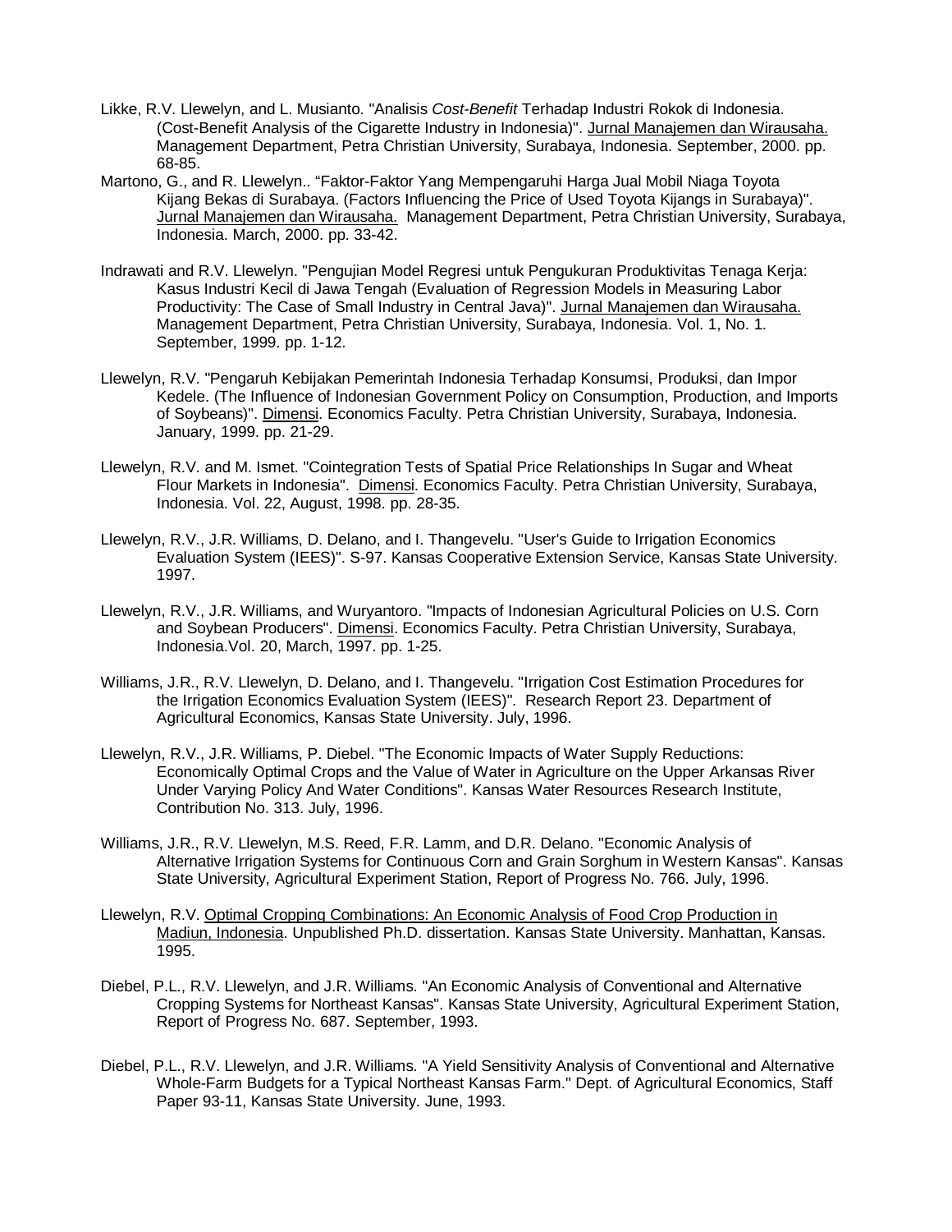Likke, R.V. Llewelyn, and L. Musianto. "Analisis *Cost-Benefit* Terhadap Industri Rokok di Indonesia. (Cost-Benefit Analysis of the Cigarette Industry in Indonesia)". Jurnal Manajemen dan Wirausaha. Management Department, Petra Christian University, Surabaya, Indonesia. September, 2000. pp. 68-85.

Martono, G., and R. Llewelyn.. "Faktor-Faktor Yang Mempengaruhi Harga Jual Mobil Niaga Toyota Kijang Bekas di Surabaya. (Factors Influencing the Price of Used Toyota Kijangs in Surabaya)". Jurnal Manajemen dan Wirausaha. Management Department, Petra Christian University, Surabaya, Indonesia. March, 2000. pp. 33-42.

Indrawati and R.V. Llewelyn. "Pengujian Model Regresi untuk Pengukuran Produktivitas Tenaga Kerja: Kasus Industri Kecil di Jawa Tengah (Evaluation of Regression Models in Measuring Labor Productivity: The Case of Small Industry in Central Java)". Jurnal Manajemen dan Wirausaha. Management Department, Petra Christian University, Surabaya, Indonesia. Vol. 1, No. 1. September, 1999. pp. 1-12.

Llewelyn, R.V. "Pengaruh Kebijakan Pemerintah Indonesia Terhadap Konsumsi, Produksi, dan Impor Kedele. (The Influence of Indonesian Government Policy on Consumption, Production, and Imports of Soybeans)". Dimensi. Economics Faculty. Petra Christian University, Surabaya, Indonesia. January, 1999. pp. 21-29.

Llewelyn, R.V. and M. Ismet. "Cointegration Tests of Spatial Price Relationships In Sugar and Wheat Flour Markets in Indonesia". Dimensi. Economics Faculty. Petra Christian University, Surabaya, Indonesia. Vol. 22, August, 1998. pp. 28-35.

Llewelyn, R.V., J.R. Williams, D. Delano, and I. Thangevelu. "User's Guide to Irrigation Economics Evaluation System (IEES)". S-97. Kansas Cooperative Extension Service, Kansas State University. 1997.

Llewelyn, R.V., J.R. Williams, and Wuryantoro. "Impacts of Indonesian Agricultural Policies on U.S. Corn and Soybean Producers". Dimensi. Economics Faculty. Petra Christian University, Surabaya, Indonesia.Vol. 20, March, 1997. pp. 1-25.

Williams, J.R., R.V. Llewelyn, D. Delano, and I. Thangevelu. "Irrigation Cost Estimation Procedures for the Irrigation Economics Evaluation System (IEES)". Research Report 23. Department of Agricultural Economics, Kansas State University. July, 1996.

Llewelyn, R.V., J.R. Williams, P. Diebel. "The Economic Impacts of Water Supply Reductions: Economically Optimal Crops and the Value of Water in Agriculture on the Upper Arkansas River Under Varying Policy And Water Conditions". Kansas Water Resources Research Institute, Contribution No. 313. July, 1996.

Williams, J.R., R.V. Llewelyn, M.S. Reed, F.R. Lamm, and D.R. Delano. "Economic Analysis of Alternative Irrigation Systems for Continuous Corn and Grain Sorghum in Western Kansas". Kansas State University, Agricultural Experiment Station, Report of Progress No. 766. July, 1996.

Llewelyn, R.V. Optimal Cropping Combinations: An Economic Analysis of Food Crop Production in Madiun, Indonesia. Unpublished Ph.D. dissertation. Kansas State University. Manhattan, Kansas. 1995.

Diebel, P.L., R.V. Llewelyn, and J.R. Williams. "An Economic Analysis of Conventional and Alternative Cropping Systems for Northeast Kansas". Kansas State University, Agricultural Experiment Station, Report of Progress No. 687. September, 1993.

Diebel, P.L., R.V. Llewelyn, and J.R. Williams. "A Yield Sensitivity Analysis of Conventional and Alternative Whole-Farm Budgets for a Typical Northeast Kansas Farm." Dept. of Agricultural Economics, Staff Paper 93-11, Kansas State University. June, 1993.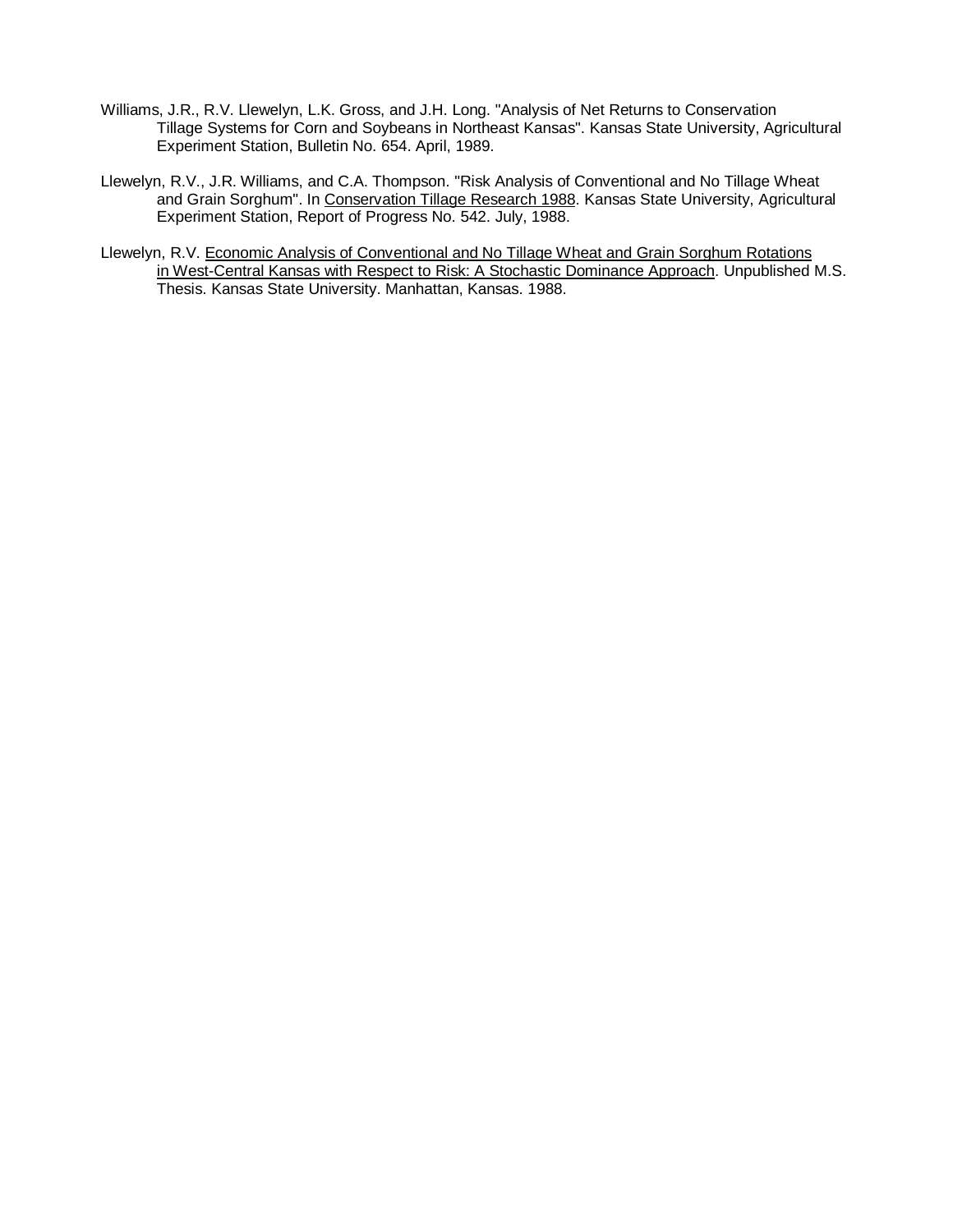Williams, J.R., R.V. Llewelyn, L.K. Gross, and J.H. Long. "Analysis of Net Returns to Conservation Tillage Systems for Corn and Soybeans in Northeast Kansas". Kansas State University, Agricultural Experiment Station, Bulletin No. 654. April, 1989.

Llewelyn, R.V., J.R. Williams, and C.A. Thompson. "Risk Analysis of Conventional and No Tillage Wheat and Grain Sorghum". In <u>Conservation Tillage Research 1988</u>. Kansas State University, Agricultural Experiment Station, Report of Progress No. 542. July, 1988.

Llewelyn, R.V. <u>Economic Analysis of Conventional and No Tillage Wheat and Grain Sorghum Rotations in West-Central Kansas with Respect to Risk: A Stochastic Dominance Approach</u>. Unpublished M.S. Thesis. Kansas State University. Manhattan, Kansas. 1988.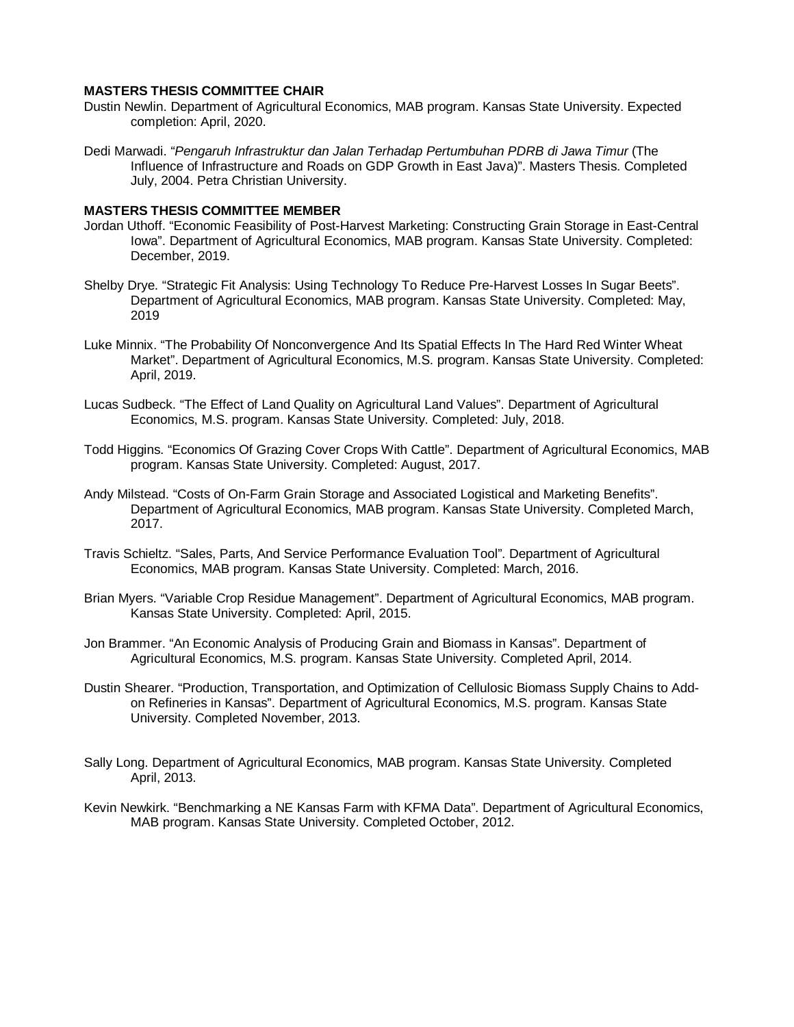**MASTERS THESIS COMMITTEE CHAIR**

Dustin Newlin. Department of Agricultural Economics, MAB program. Kansas State University. Expected completion: April, 2020.

Dedi Marwadi. "*Pengaruh Infrastruktur dan Jalan Terhadap Pertumbuhan PDRB di Jawa Timur* (The Influence of Infrastructure and Roads on GDP Growth in East Java)". Masters Thesis. Completed July, 2004. Petra Christian University.

**MASTERS THESIS COMMITTEE MEMBER**

Jordan Uthoff. "Economic Feasibility of Post-Harvest Marketing: Constructing Grain Storage in East-Central Iowa". Department of Agricultural Economics, MAB program. Kansas State University. Completed: December, 2019.

Shelby Drye. "Strategic Fit Analysis: Using Technology To Reduce Pre-Harvest Losses In Sugar Beets". Department of Agricultural Economics, MAB program. Kansas State University. Completed: May, 2019

Luke Minnix. "The Probability Of Nonconvergence And Its Spatial Effects In The Hard Red Winter Wheat Market". Department of Agricultural Economics, M.S. program. Kansas State University. Completed: April, 2019.

Lucas Sudbeck. "The Effect of Land Quality on Agricultural Land Values". Department of Agricultural Economics, M.S. program. Kansas State University. Completed: July, 2018.

Todd Higgins. "Economics Of Grazing Cover Crops With Cattle". Department of Agricultural Economics, MAB program. Kansas State University. Completed: August, 2017.

Andy Milstead. "Costs of On-Farm Grain Storage and Associated Logistical and Marketing Benefits". Department of Agricultural Economics, MAB program. Kansas State University. Completed March, 2017.

Travis Schieltz. "Sales, Parts, And Service Performance Evaluation Tool". Department of Agricultural Economics, MAB program. Kansas State University. Completed: March, 2016.

Brian Myers. "Variable Crop Residue Management". Department of Agricultural Economics, MAB program. Kansas State University. Completed: April, 2015.

Jon Brammer. "An Economic Analysis of Producing Grain and Biomass in Kansas". Department of Agricultural Economics, M.S. program. Kansas State University. Completed April, 2014.

Dustin Shearer. "Production, Transportation, and Optimization of Cellulosic Biomass Supply Chains to Add-on Refineries in Kansas". Department of Agricultural Economics, M.S. program. Kansas State University. Completed November, 2013.

Sally Long. Department of Agricultural Economics, MAB program. Kansas State University. Completed April, 2013.

Kevin Newkirk. "Benchmarking a NE Kansas Farm with KFMA Data". Department of Agricultural Economics, MAB program. Kansas State University. Completed October, 2012.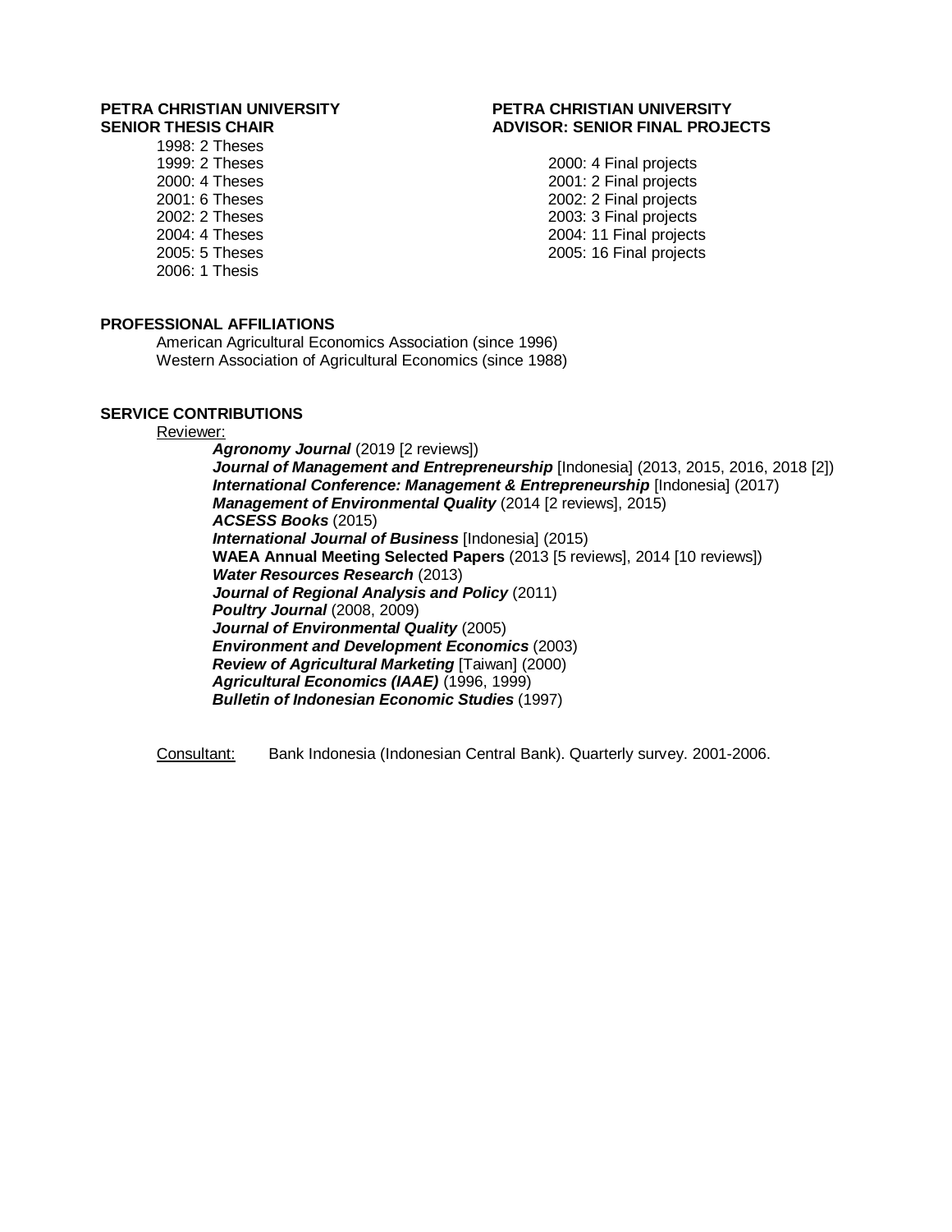**PETRA CHRISTIAN UNIVERSITY**
**SENIOR THESIS CHAIR**

1998: 2 Theses
1999: 2 Theses
2000: 4 Theses
2001: 6 Theses
2002: 2 Theses
2004: 4 Theses
2005: 5 Theses
2006: 1 Thesis

**PETRA CHRISTIAN UNIVERSITY**
**ADVISOR: SENIOR FINAL PROJECTS**

2000: 4 Final projects
2001: 2 Final projects
2002: 2 Final projects
2003: 3 Final projects
2004: 11 Final projects
2005: 16 Final projects

**PROFESSIONAL AFFILIATIONS**

American Agricultural Economics Association (since 1996)
Western Association of Agricultural Economics (since 1988)

**SERVICE CONTRIBUTIONS**

Reviewer:

***Agronomy Journal*** (2019 [2 reviews])
***Journal of Management and Entrepreneurship*** [Indonesia] (2013, 2015, 2016, 2018 [2])
***International Conference: Management & Entrepreneurship*** [Indonesia] (2017)
***Management of Environmental Quality*** (2014 [2 reviews], 2015)
***ACSESS Books*** (2015)
***International Journal of Business*** [Indonesia] (2015)
**WAEA Annual Meeting Selected Papers** (2013 [5 reviews], 2014 [10 reviews])
***Water Resources Research*** (2013)
***Journal of Regional Analysis and Policy*** (2011)
***Poultry Journal*** (2008, 2009)
***Journal of Environmental Quality*** (2005)
***Environment and Development Economics*** (2003)
***Review of Agricultural Marketing*** [Taiwan] (2000)
***Agricultural Economics (IAAE)*** (1996, 1999)
***Bulletin of Indonesian Economic Studies*** (1997)

Consultant: Bank Indonesia (Indonesian Central Bank). Quarterly survey. 2001-2006.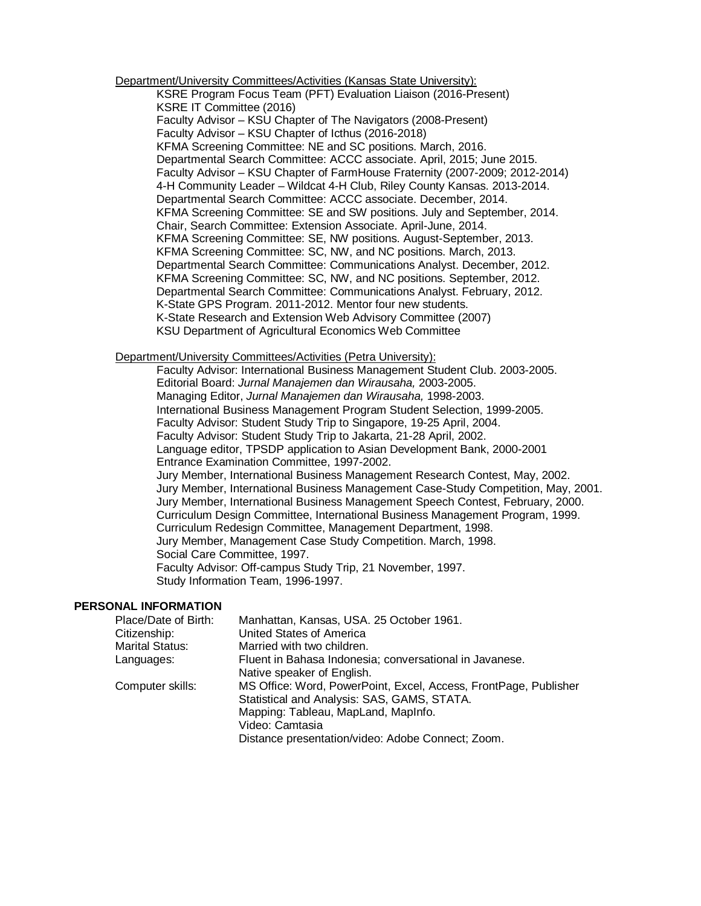Department/University Committees/Activities (Kansas State University):

KSRE Program Focus Team (PFT) Evaluation Liaison (2016-Present)
KSRE IT Committee (2016)
Faculty Advisor – KSU Chapter of The Navigators (2008-Present)
Faculty Advisor – KSU Chapter of Icthus (2016-2018)
KFMA Screening Committee: NE and SC positions. March, 2016.
Departmental Search Committee: ACCC associate. April, 2015; June 2015.
Faculty Advisor – KSU Chapter of FarmHouse Fraternity (2007-2009; 2012-2014)
4-H Community Leader – Wildcat 4-H Club, Riley County Kansas. 2013-2014.
Departmental Search Committee: ACCC associate. December, 2014.
KFMA Screening Committee: SE and SW positions. July and September, 2014.
Chair, Search Committee: Extension Associate. April-June, 2014.
KFMA Screening Committee: SE, NW positions. August-September, 2013.
KFMA Screening Committee: SC, NW, and NC positions. March, 2013.
Departmental Search Committee: Communications Analyst. December, 2012.
KFMA Screening Committee: SC, NW, and NC positions. September, 2012.
Departmental Search Committee: Communications Analyst. February, 2012.
K-State GPS Program. 2011-2012. Mentor four new students.
K-State Research and Extension Web Advisory Committee (2007)
KSU Department of Agricultural Economics Web Committee

Department/University Committees/Activities (Petra University):

Faculty Advisor: International Business Management Student Club. 2003-2005.
Editorial Board: *Jurnal Manajemen dan Wirausaha,* 2003-2005.
Managing Editor, *Jurnal Manajemen dan Wirausaha,* 1998-2003.
International Business Management Program Student Selection, 1999-2005.
Faculty Advisor: Student Study Trip to Singapore, 19-25 April, 2004.
Faculty Advisor: Student Study Trip to Jakarta, 21-28 April, 2002.
Language editor, TPSDP application to Asian Development Bank, 2000-2001
Entrance Examination Committee, 1997-2002.
Jury Member, International Business Management Research Contest, May, 2002.
Jury Member, International Business Management Case-Study Competition, May, 2001.
Jury Member, International Business Management Speech Contest, February, 2000.
Curriculum Design Committee, International Business Management Program, 1999.
Curriculum Redesign Committee, Management Department, 1998.
Jury Member, Management Case Study Competition. March, 1998.
Social Care Committee, 1997.
Faculty Advisor: Off-campus Study Trip, 21 November, 1997.
Study Information Team, 1996-1997.

## PERSONAL INFORMATION

| | |
|---|---|
| Place/Date of Birth: | Manhattan, Kansas, USA. 25 October 1961. |
| Citizenship: | United States of America |
| Marital Status: | Married with two children. |
| Languages: | Fluent in Bahasa Indonesia; conversational in Javanese.<br>Native speaker of English. |
| Computer skills: | MS Office: Word, PowerPoint, Excel, Access, FrontPage, Publisher<br>Statistical and Analysis: SAS, GAMS, STATA.<br>Mapping: Tableau, MapLand, MapInfo.<br>Video: Camtasia<br>Distance presentation/video: Adobe Connect; Zoom. |